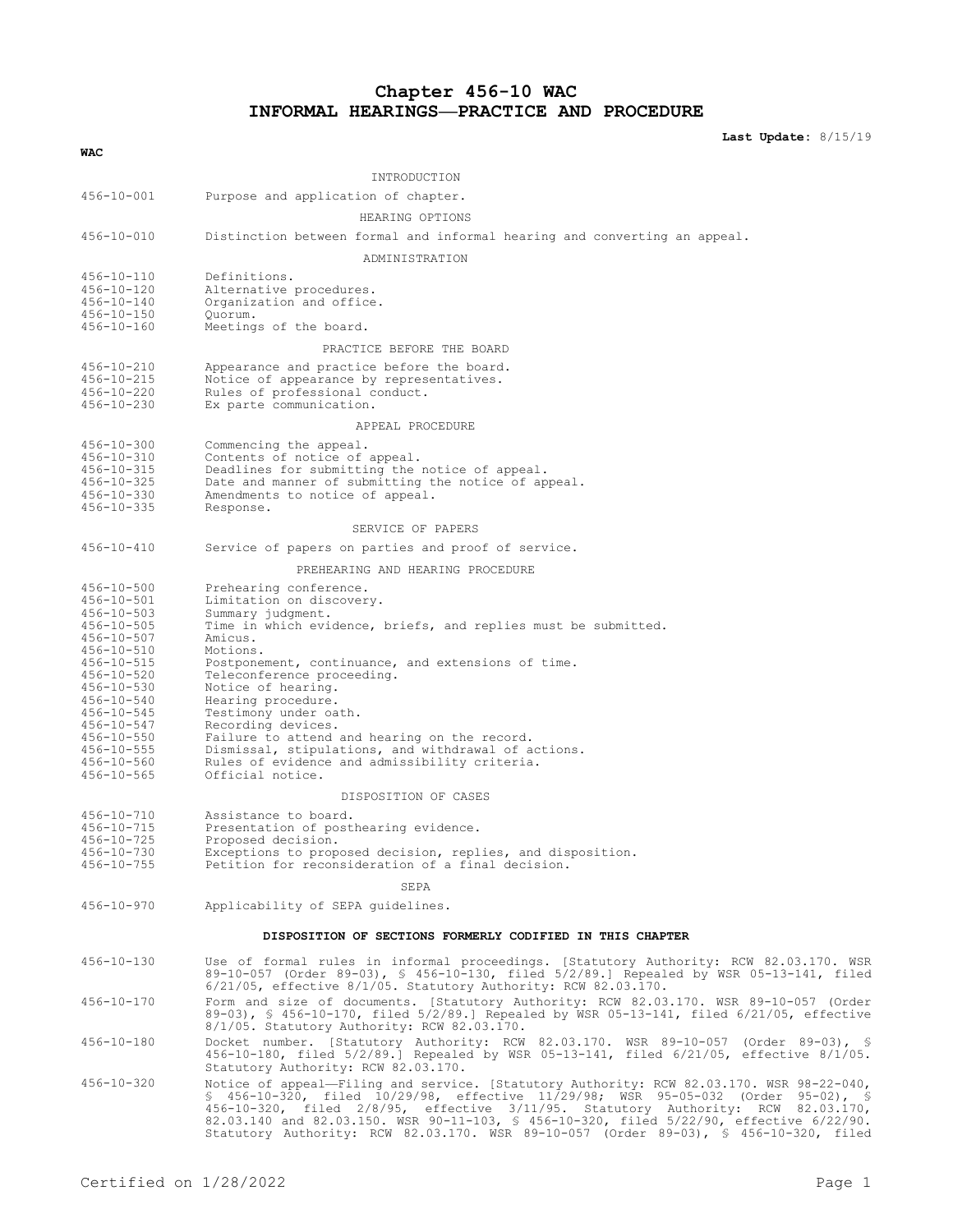# Chapter 456-10 WAC
# INFORMAL HEARINGS—PRACTICE AND PROCEDURE

**Last Update:** 8/15/19

**WAC**

INTRODUCTION

| | |
|---|---|
| 456-10-001 | Purpose and application of chapter. |

HEARING OPTIONS

| | |
|---|---|
| 456-10-010 | Distinction between formal and informal hearing and converting an appeal. |

ADMINISTRATION

| | |
|---|---|
| 456-10-110 | Definitions. |
| 456-10-120 | Alternative procedures. |
| 456-10-140 | Organization and office. |
| 456-10-150 | Quorum. |
| 456-10-160 | Meetings of the board. |

PRACTICE BEFORE THE BOARD

| | |
|---|---|
| 456-10-210 | Appearance and practice before the board. |
| 456-10-215 | Notice of appearance by representatives. |
| 456-10-220 | Rules of professional conduct. |
| 456-10-230 | Ex parte communication. |

APPEAL PROCEDURE

| | |
|---|---|
| 456-10-300 | Commencing the appeal. |
| 456-10-310 | Contents of notice of appeal. |
| 456-10-315 | Deadlines for submitting the notice of appeal. |
| 456-10-325 | Date and manner of submitting the notice of appeal. |
| 456-10-330 | Amendments to notice of appeal. |
| 456-10-335 | Response. |

SERVICE OF PAPERS

| | |
|---|---|
| 456-10-410 | Service of papers on parties and proof of service. |

PREHEARING AND HEARING PROCEDURE

| | |
|---|---|
| 456-10-500 | Prehearing conference. |
| 456-10-501 | Limitation on discovery. |
| 456-10-503 | Summary judgment. |
| 456-10-505 | Time in which evidence, briefs, and replies must be submitted. |
| 456-10-507 | Amicus. |
| 456-10-510 | Motions. |
| 456-10-515 | Postponement, continuance, and extensions of time. |
| 456-10-520 | Teleconference proceeding. |
| 456-10-530 | Notice of hearing. |
| 456-10-540 | Hearing procedure. |
| 456-10-545 | Testimony under oath. |
| 456-10-547 | Recording devices. |
| 456-10-550 | Failure to attend and hearing on the record. |
| 456-10-555 | Dismissal, stipulations, and withdrawal of actions. |
| 456-10-560 | Rules of evidence and admissibility criteria. |
| 456-10-565 | Official notice. |

DISPOSITION OF CASES

| | |
|---|---|
| 456-10-710 | Assistance to board. |
| 456-10-715 | Presentation of posthearing evidence. |
| 456-10-725 | Proposed decision. |
| 456-10-730 | Exceptions to proposed decision, replies, and disposition. |
| 456-10-755 | Petition for reconsideration of a final decision. |

SEPA

| | |
|---|---|
| 456-10-970 | Applicability of SEPA guidelines. |

**DISPOSITION OF SECTIONS FORMERLY CODIFIED IN THIS CHAPTER**

| | |
|---|---|
| 456-10-130 | Use of formal rules in informal proceedings. [Statutory Authority: RCW 82.03.170. WSR 89-10-057 (Order 89-03), § 456-10-130, filed 5/2/89.] Repealed by WSR 05-13-141, filed 6/21/05, effective 8/1/05. Statutory Authority: RCW 82.03.170. |
| 456-10-170 | Form and size of documents. [Statutory Authority: RCW 82.03.170. WSR 89-10-057 (Order 89-03), § 456-10-170, filed 5/2/89.] Repealed by WSR 05-13-141, filed 6/21/05, effective 8/1/05. Statutory Authority: RCW 82.03.170. |
| 456-10-180 | Docket number. [Statutory Authority: RCW 82.03.170. WSR 89-10-057 (Order 89-03), § 456-10-180, filed 5/2/89.] Repealed by WSR 05-13-141, filed 6/21/05, effective 8/1/05. Statutory Authority: RCW 82.03.170. |
| 456-10-320 | Notice of appeal—Filing and service. [Statutory Authority: RCW 82.03.170. WSR 98-22-040, § 456-10-320, filed 10/29/98, effective 11/29/98; WSR 95-05-032 (Order 95-02), § 456-10-320, filed 2/8/95, effective 3/11/95. Statutory Authority: RCW 82.03.170, 82.03.140 and 82.03.150. WSR 90-11-103, § 456-10-320, filed 5/22/90, effective 6/22/90. Statutory Authority: RCW 82.03.170. WSR 89-10-057 (Order 89-03), § 456-10-320, filed |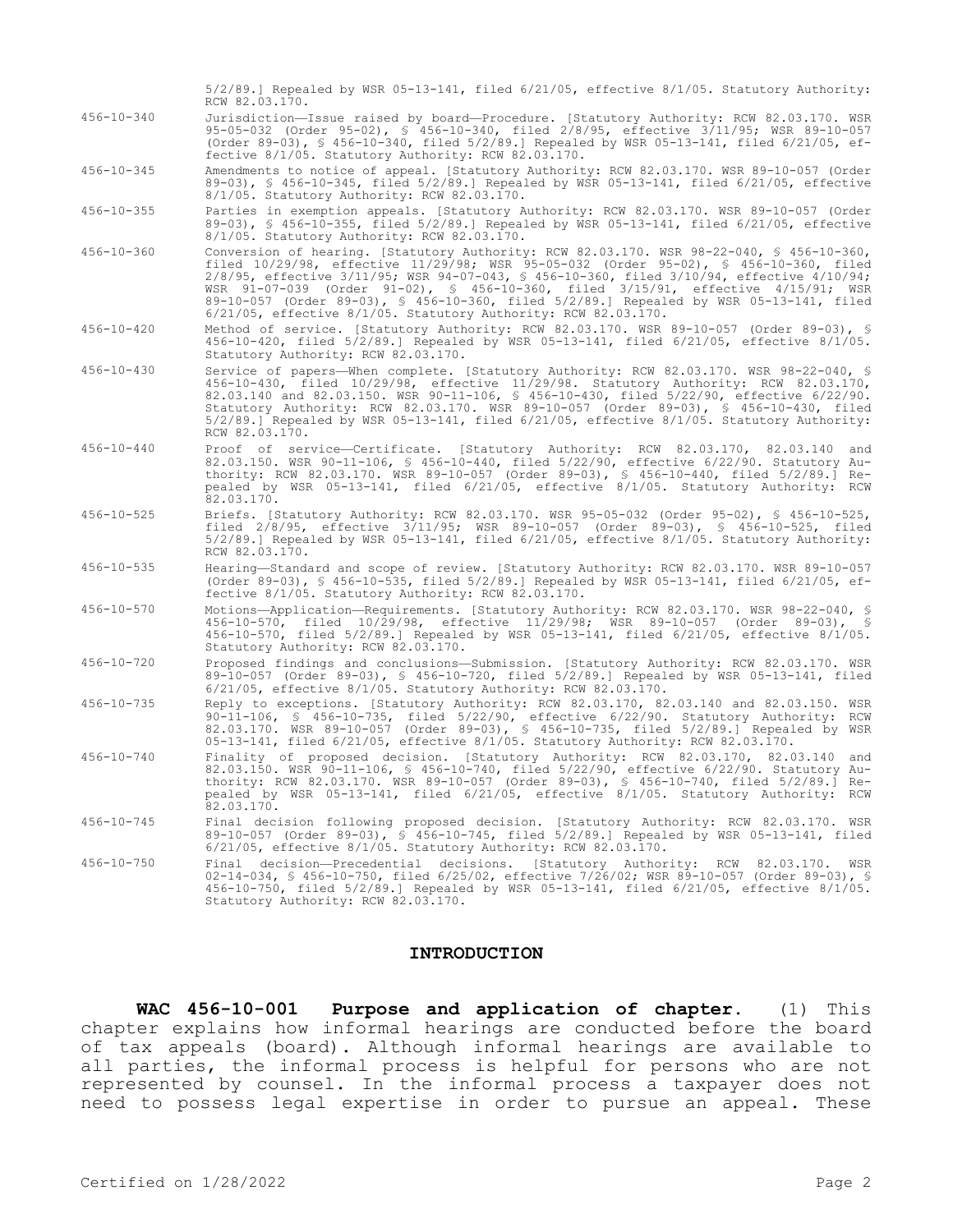5/2/89.] Repealed by WSR 05-13-141, filed 6/21/05, effective 8/1/05. Statutory Authority: RCW 82.03.170.

456-10-340 Jurisdiction—Issue raised by board—Procedure. [Statutory Authority: RCW 82.03.170. WSR 95-05-032 (Order 95-02), § 456-10-340, filed 2/8/95, effective 3/11/95; WSR 89-10-057 (Order 89-03), § 456-10-340, filed 5/2/89.] Repealed by WSR 05-13-141, filed 6/21/05, effective 8/1/05. Statutory Authority: RCW 82.03.170.

456-10-345 Amendments to notice of appeal. [Statutory Authority: RCW 82.03.170. WSR 89-10-057 (Order 89-03), § 456-10-345, filed 5/2/89.] Repealed by WSR 05-13-141, filed 6/21/05, effective 8/1/05. Statutory Authority: RCW 82.03.170.

456-10-355 Parties in exemption appeals. [Statutory Authority: RCW 82.03.170. WSR 89-10-057 (Order 89-03), § 456-10-355, filed 5/2/89.] Repealed by WSR 05-13-141, filed 6/21/05, effective 8/1/05. Statutory Authority: RCW 82.03.170.

456-10-360 Conversion of hearing. [Statutory Authority: RCW 82.03.170. WSR 98-22-040, § 456-10-360, filed 10/29/98, effective 11/29/98; WSR 95-05-032 (Order 95-02), § 456-10-360, filed 2/8/95, effective 3/11/95; WSR 94-07-043, § 456-10-360, filed 3/10/94, effective 4/10/94; WSR 91-07-039 (Order 91-02), § 456-10-360, filed 3/15/91, effective 4/15/91; WSR 89-10-057 (Order 89-03), § 456-10-360, filed 5/2/89.] Repealed by WSR 05-13-141, filed 6/21/05, effective 8/1/05. Statutory Authority: RCW 82.03.170.

456-10-420 Method of service. [Statutory Authority: RCW 82.03.170. WSR 89-10-057 (Order 89-03), § 456-10-420, filed 5/2/89.] Repealed by WSR 05-13-141, filed 6/21/05, effective 8/1/05. Statutory Authority: RCW 82.03.170.

456-10-430 Service of papers—When complete. [Statutory Authority: RCW 82.03.170. WSR 98-22-040, § 456-10-430, filed 10/29/98, effective 11/29/98. Statutory Authority: RCW 82.03.170, 82.03.140 and 82.03.150. WSR 90-11-106, § 456-10-430, filed 5/22/90, effective 6/22/90. Statutory Authority: RCW 82.03.170. WSR 89-10-057 (Order 89-03), § 456-10-430, filed 5/2/89.] Repealed by WSR 05-13-141, filed 6/21/05, effective 8/1/05. Statutory Authority: RCW 82.03.170.

456-10-440 Proof of service—Certificate. [Statutory Authority: RCW 82.03.170, 82.03.140 and 82.03.150. WSR 90-11-106, § 456-10-440, filed 5/22/90, effective 6/22/90. Statutory Authority: RCW 82.03.170. WSR 89-10-057 (Order 89-03), § 456-10-440, filed 5/2/89.] Repealed by WSR 05-13-141, filed 6/21/05, effective 8/1/05. Statutory Authority: RCW 82.03.170.

456-10-525 Briefs. [Statutory Authority: RCW 82.03.170. WSR 95-05-032 (Order 95-02), § 456-10-525, filed 2/8/95, effective 3/11/95; WSR 89-10-057 (Order 89-03), § 456-10-525, filed 5/2/89.] Repealed by WSR 05-13-141, filed 6/21/05, effective 8/1/05. Statutory Authority: RCW 82.03.170.

456-10-535 Hearing—Standard and scope of review. [Statutory Authority: RCW 82.03.170. WSR 89-10-057 (Order 89-03), § 456-10-535, filed 5/2/89.] Repealed by WSR 05-13-141, filed 6/21/05, effective 8/1/05. Statutory Authority: RCW 82.03.170.

456-10-570 Motions—Application—Requirements. [Statutory Authority: RCW 82.03.170. WSR 98-22-040, § 456-10-570, filed 10/29/98, effective 11/29/98; WSR 89-10-057 (Order 89-03), § 456-10-570, filed 5/2/89.] Repealed by WSR 05-13-141, filed 6/21/05, effective 8/1/05. Statutory Authority: RCW 82.03.170.

456-10-720 Proposed findings and conclusions—Submission. [Statutory Authority: RCW 82.03.170. WSR 89-10-057 (Order 89-03), § 456-10-720, filed 5/2/89.] Repealed by WSR 05-13-141, filed 6/21/05, effective 8/1/05. Statutory Authority: RCW 82.03.170.

456-10-735 Reply to exceptions. [Statutory Authority: RCW 82.03.170, 82.03.140 and 82.03.150. WSR 90-11-106, § 456-10-735, filed 5/22/90, effective 6/22/90. Statutory Authority: RCW 82.03.170. WSR 89-10-057 (Order 89-03), § 456-10-735, filed 5/2/89.] Repealed by WSR 05-13-141, filed 6/21/05, effective 8/1/05. Statutory Authority: RCW 82.03.170.

456-10-740 Finality of proposed decision. [Statutory Authority: RCW 82.03.170, 82.03.140 and 82.03.150. WSR 90-11-106, § 456-10-740, filed 5/22/90, effective 6/22/90. Statutory Authority: RCW 82.03.170. WSR 89-10-057 (Order 89-03), § 456-10-740, filed 5/2/89.] Repealed by WSR 05-13-141, filed 6/21/05, effective 8/1/05. Statutory Authority: RCW 82.03.170.

456-10-745 Final decision following proposed decision. [Statutory Authority: RCW 82.03.170. WSR 89-10-057 (Order 89-03), § 456-10-745, filed 5/2/89.] Repealed by WSR 05-13-141, filed 6/21/05, effective 8/1/05. Statutory Authority: RCW 82.03.170.

456-10-750 Final decision—Precedential decisions. [Statutory Authority: RCW 82.03.170. WSR 02-14-034, § 456-10-750, filed 6/25/02, effective 7/26/02; WSR 89-10-057 (Order 89-03), § 456-10-750, filed 5/2/89.] Repealed by WSR 05-13-141, filed 6/21/05, effective 8/1/05. Statutory Authority: RCW 82.03.170.

## INTRODUCTION

**WAC 456-10-001 Purpose and application of chapter.** (1) This chapter explains how informal hearings are conducted before the board of tax appeals (board). Although informal hearings are available to all parties, the informal process is helpful for persons who are not represented by counsel. In the informal process a taxpayer does not need to possess legal expertise in order to pursue an appeal. These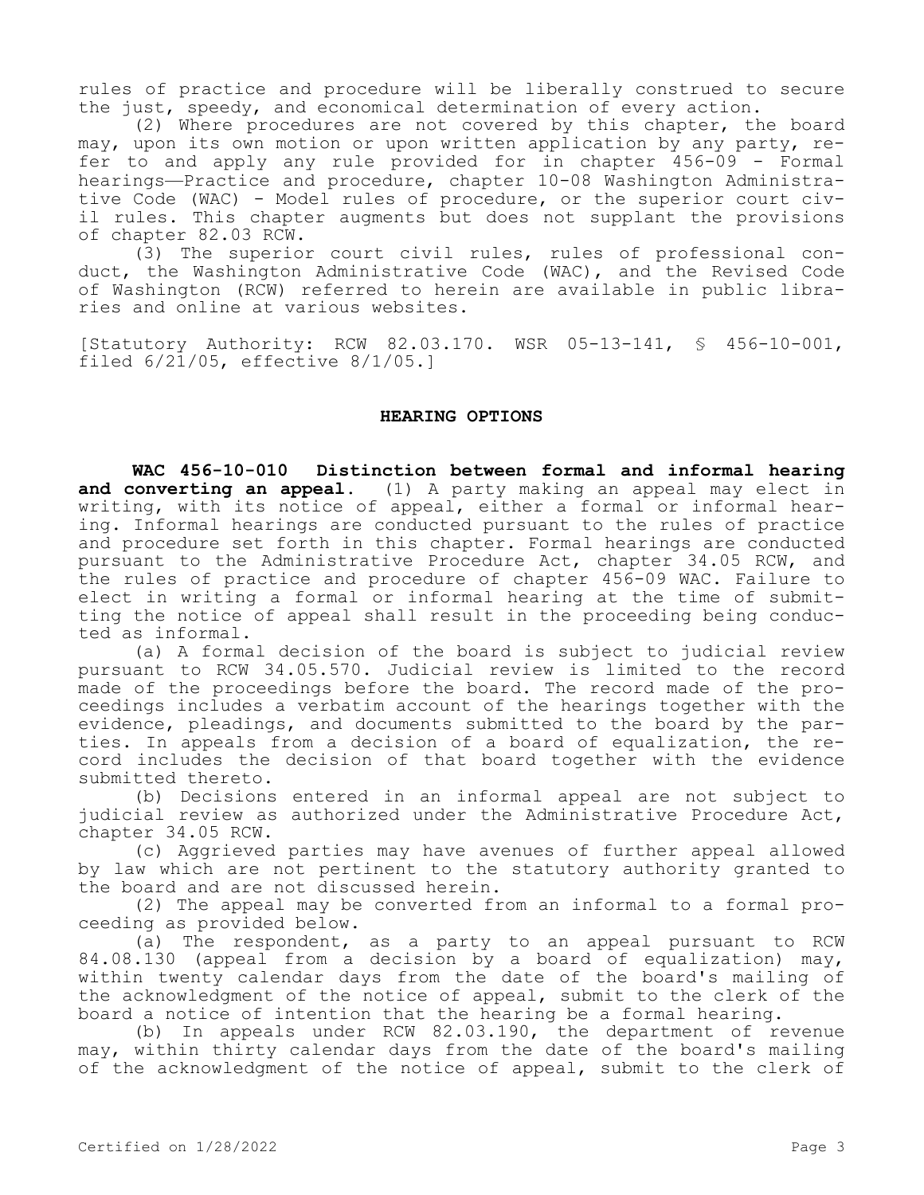rules of practice and procedure will be liberally construed to secure the just, speedy, and economical determination of every action.

(2) Where procedures are not covered by this chapter, the board may, upon its own motion or upon written application by any party, refer to and apply any rule provided for in chapter 456-09 - Formal hearings—Practice and procedure, chapter 10-08 Washington Administrative Code (WAC) - Model rules of procedure, or the superior court civil rules. This chapter augments but does not supplant the provisions of chapter 82.03 RCW.

(3) The superior court civil rules, rules of professional conduct, the Washington Administrative Code (WAC), and the Revised Code of Washington (RCW) referred to herein are available in public libraries and online at various websites.

[Statutory Authority: RCW 82.03.170. WSR 05-13-141, § 456-10-001, filed 6/21/05, effective 8/1/05.]

## HEARING OPTIONS

**WAC 456-10-010 Distinction between formal and informal hearing and converting an appeal.** (1) A party making an appeal may elect in writing, with its notice of appeal, either a formal or informal hearing. Informal hearings are conducted pursuant to the rules of practice and procedure set forth in this chapter. Formal hearings are conducted pursuant to the Administrative Procedure Act, chapter 34.05 RCW, and the rules of practice and procedure of chapter 456-09 WAC. Failure to elect in writing a formal or informal hearing at the time of submitting the notice of appeal shall result in the proceeding being conducted as informal.

(a) A formal decision of the board is subject to judicial review pursuant to RCW 34.05.570. Judicial review is limited to the record made of the proceedings before the board. The record made of the proceedings includes a verbatim account of the hearings together with the evidence, pleadings, and documents submitted to the board by the parties. In appeals from a decision of a board of equalization, the record includes the decision of that board together with the evidence submitted thereto.

(b) Decisions entered in an informal appeal are not subject to judicial review as authorized under the Administrative Procedure Act, chapter 34.05 RCW.

(c) Aggrieved parties may have avenues of further appeal allowed by law which are not pertinent to the statutory authority granted to the board and are not discussed herein.

(2) The appeal may be converted from an informal to a formal proceeding as provided below.

(a) The respondent, as a party to an appeal pursuant to RCW 84.08.130 (appeal from a decision by a board of equalization) may, within twenty calendar days from the date of the board's mailing of the acknowledgment of the notice of appeal, submit to the clerk of the board a notice of intention that the hearing be a formal hearing.

(b) In appeals under RCW 82.03.190, the department of revenue may, within thirty calendar days from the date of the board's mailing of the acknowledgment of the notice of appeal, submit to the clerk of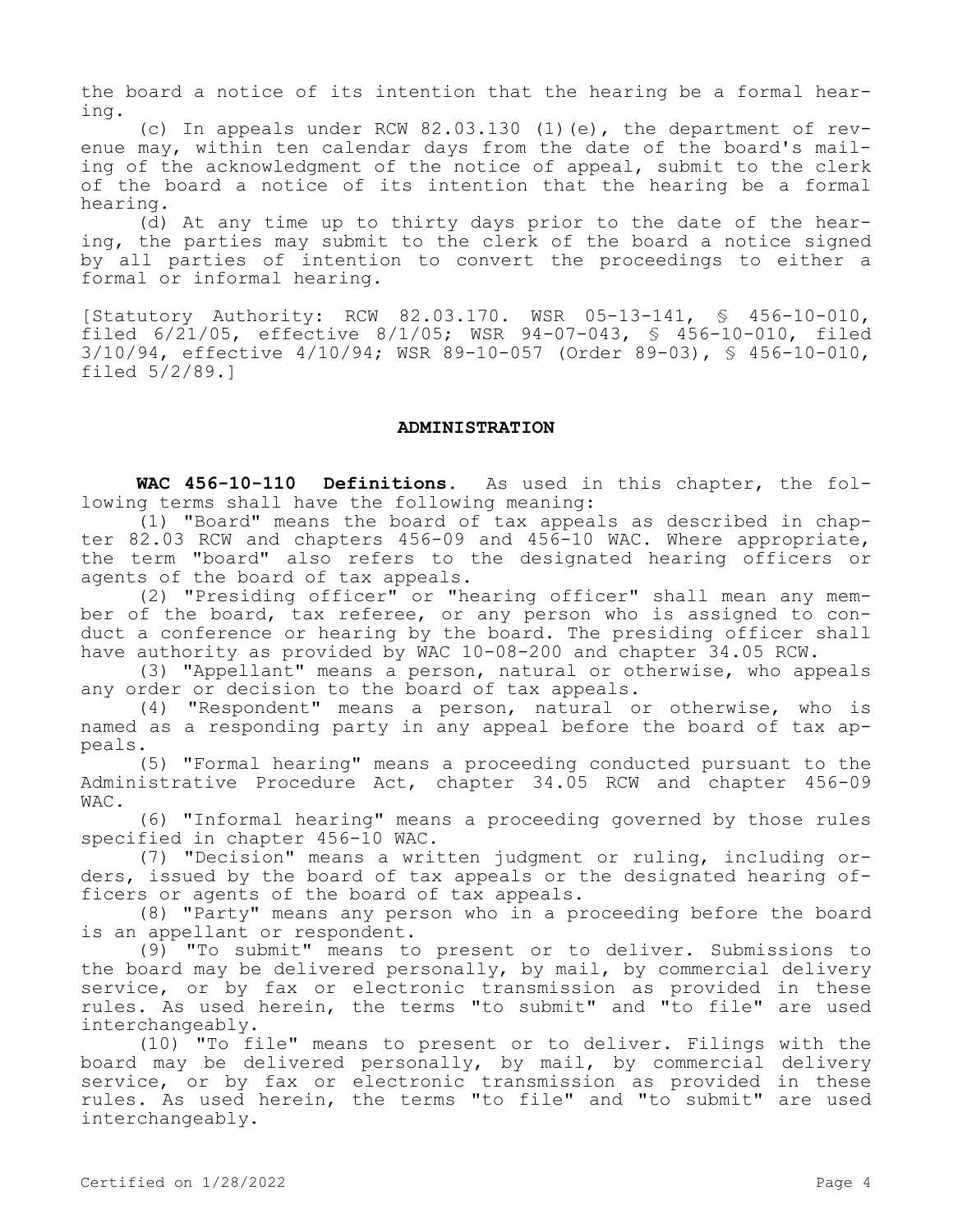the board a notice of its intention that the hearing be a formal hearing.

(c) In appeals under RCW 82.03.130 (1)(e), the department of revenue may, within ten calendar days from the date of the board's mailing of the acknowledgment of the notice of appeal, submit to the clerk of the board a notice of its intention that the hearing be a formal hearing.

(d) At any time up to thirty days prior to the date of the hearing, the parties may submit to the clerk of the board a notice signed by all parties of intention to convert the proceedings to either a formal or informal hearing.

[Statutory Authority: RCW 82.03.170. WSR 05-13-141, § 456-10-010, filed 6/21/05, effective 8/1/05; WSR 94-07-043, § 456-10-010, filed 3/10/94, effective 4/10/94; WSR 89-10-057 (Order 89-03), § 456-10-010, filed 5/2/89.]

## ADMINISTRATION

**WAC 456-10-110 Definitions.** As used in this chapter, the following terms shall have the following meaning:

(1) "Board" means the board of tax appeals as described in chapter 82.03 RCW and chapters 456-09 and 456-10 WAC. Where appropriate, the term "board" also refers to the designated hearing officers or agents of the board of tax appeals.

(2) "Presiding officer" or "hearing officer" shall mean any member of the board, tax referee, or any person who is assigned to conduct a conference or hearing by the board. The presiding officer shall have authority as provided by WAC 10-08-200 and chapter 34.05 RCW.

(3) "Appellant" means a person, natural or otherwise, who appeals any order or decision to the board of tax appeals.

(4) "Respondent" means a person, natural or otherwise, who is named as a responding party in any appeal before the board of tax appeals.

(5) "Formal hearing" means a proceeding conducted pursuant to the Administrative Procedure Act, chapter 34.05 RCW and chapter 456-09 WAC.

(6) "Informal hearing" means a proceeding governed by those rules specified in chapter 456-10 WAC.

(7) "Decision" means a written judgment or ruling, including orders, issued by the board of tax appeals or the designated hearing officers or agents of the board of tax appeals.

(8) "Party" means any person who in a proceeding before the board is an appellant or respondent.

(9) "To submit" means to present or to deliver. Submissions to the board may be delivered personally, by mail, by commercial delivery service, or by fax or electronic transmission as provided in these rules. As used herein, the terms "to submit" and "to file" are used interchangeably.

(10) "To file" means to present or to deliver. Filings with the board may be delivered personally, by mail, by commercial delivery service, or by fax or electronic transmission as provided in these rules. As used herein, the terms "to file" and "to submit" are used interchangeably.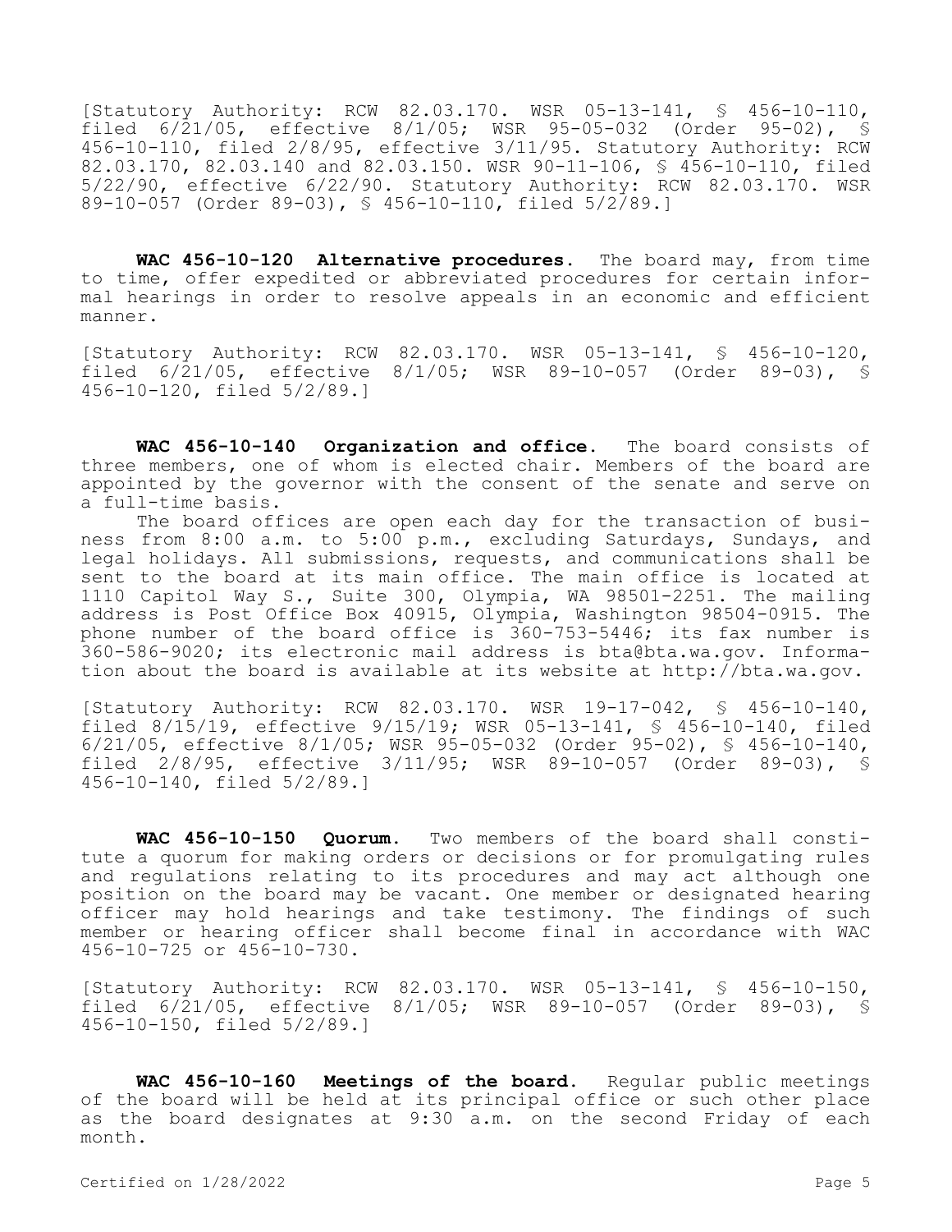[Statutory Authority: RCW 82.03.170. WSR 05-13-141, § 456-10-110, filed 6/21/05, effective 8/1/05; WSR 95-05-032 (Order 95-02), § 456-10-110, filed 2/8/95, effective 3/11/95. Statutory Authority: RCW 82.03.170, 82.03.140 and 82.03.150. WSR 90-11-106, § 456-10-110, filed 5/22/90, effective 6/22/90. Statutory Authority: RCW 82.03.170. WSR 89-10-057 (Order 89-03), § 456-10-110, filed 5/2/89.]

**WAC 456-10-120 Alternative procedures.** The board may, from time to time, offer expedited or abbreviated procedures for certain informal hearings in order to resolve appeals in an economic and efficient manner.

[Statutory Authority: RCW 82.03.170. WSR 05-13-141, § 456-10-120, filed 6/21/05, effective 8/1/05; WSR 89-10-057 (Order 89-03), § 456-10-120, filed 5/2/89.]

**WAC 456-10-140 Organization and office.** The board consists of three members, one of whom is elected chair. Members of the board are appointed by the governor with the consent of the senate and serve on a full-time basis.

The board offices are open each day for the transaction of business from 8:00 a.m. to 5:00 p.m., excluding Saturdays, Sundays, and legal holidays. All submissions, requests, and communications shall be sent to the board at its main office. The main office is located at 1110 Capitol Way S., Suite 300, Olympia, WA 98501-2251. The mailing address is Post Office Box 40915, Olympia, Washington 98504-0915. The phone number of the board office is 360-753-5446; its fax number is 360-586-9020; its electronic mail address is bta@bta.wa.gov. Information about the board is available at its website at http://bta.wa.gov.

[Statutory Authority: RCW 82.03.170. WSR 19-17-042, § 456-10-140, filed 8/15/19, effective 9/15/19; WSR 05-13-141, § 456-10-140, filed 6/21/05, effective 8/1/05; WSR 95-05-032 (Order 95-02), § 456-10-140, filed 2/8/95, effective 3/11/95; WSR 89-10-057 (Order 89-03), § 456-10-140, filed 5/2/89.]

**WAC 456-10-150 Quorum.** Two members of the board shall constitute a quorum for making orders or decisions or for promulgating rules and regulations relating to its procedures and may act although one position on the board may be vacant. One member or designated hearing officer may hold hearings and take testimony. The findings of such member or hearing officer shall become final in accordance with WAC 456-10-725 or 456-10-730.

[Statutory Authority: RCW 82.03.170. WSR 05-13-141, § 456-10-150, filed 6/21/05, effective 8/1/05; WSR 89-10-057 (Order 89-03), § 456-10-150, filed 5/2/89.]

**WAC 456-10-160 Meetings of the board.** Regular public meetings of the board will be held at its principal office or such other place as the board designates at 9:30 a.m. on the second Friday of each month.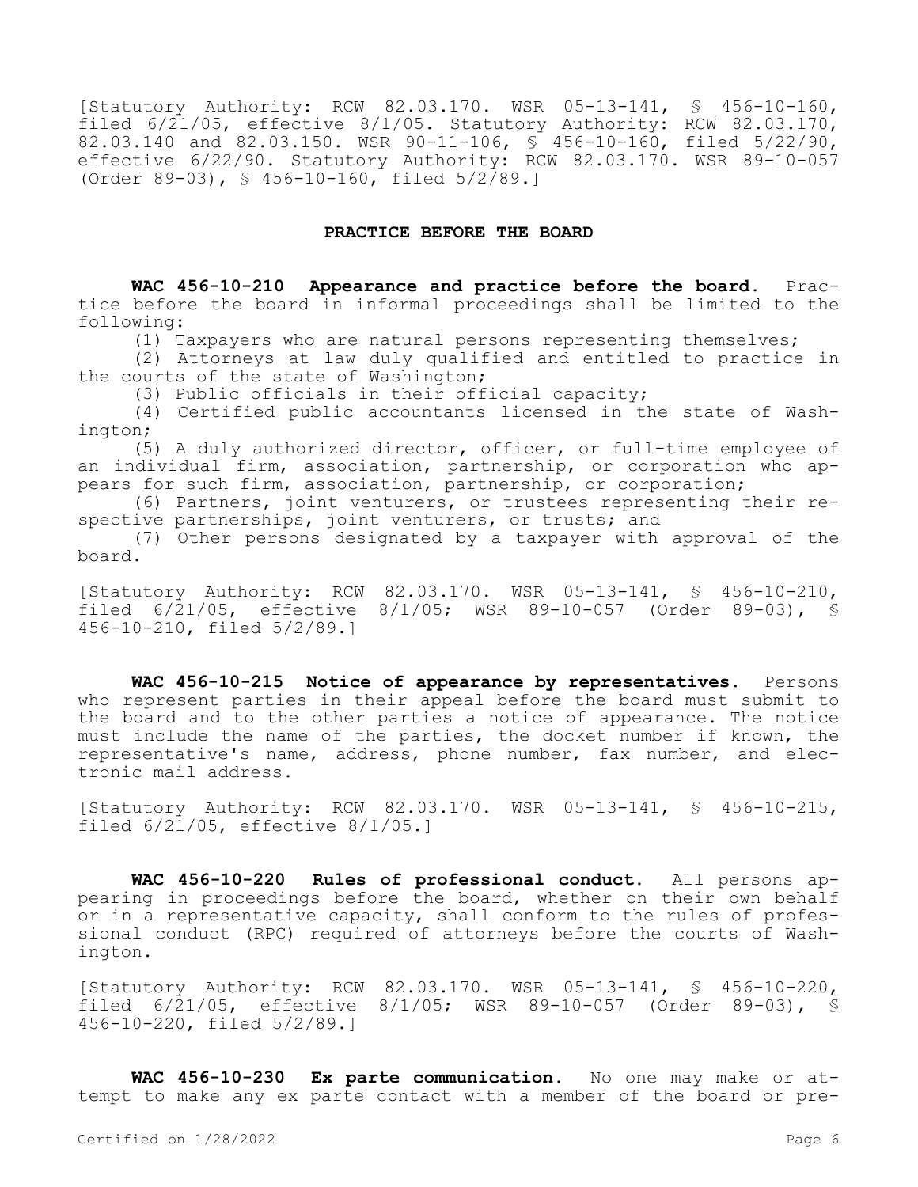[Statutory Authority: RCW 82.03.170. WSR 05-13-141, § 456-10-160, filed 6/21/05, effective 8/1/05. Statutory Authority: RCW 82.03.170, 82.03.140 and 82.03.150. WSR 90-11-106, § 456-10-160, filed 5/22/90, effective 6/22/90. Statutory Authority: RCW 82.03.170. WSR 89-10-057 (Order 89-03), § 456-10-160, filed 5/2/89.]

## PRACTICE BEFORE THE BOARD

**WAC 456-10-210 Appearance and practice before the board.** Practice before the board in informal proceedings shall be limited to the following:

(1) Taxpayers who are natural persons representing themselves;

(2) Attorneys at law duly qualified and entitled to practice in the courts of the state of Washington;

(3) Public officials in their official capacity;

(4) Certified public accountants licensed in the state of Washington;

(5) A duly authorized director, officer, or full-time employee of an individual firm, association, partnership, or corporation who appears for such firm, association, partnership, or corporation;

(6) Partners, joint venturers, or trustees representing their respective partnerships, joint venturers, or trusts; and

(7) Other persons designated by a taxpayer with approval of the board.

[Statutory Authority: RCW 82.03.170. WSR 05-13-141, § 456-10-210, filed 6/21/05, effective 8/1/05; WSR 89-10-057 (Order 89-03), § 456-10-210, filed 5/2/89.]

**WAC 456-10-215 Notice of appearance by representatives.** Persons who represent parties in their appeal before the board must submit to the board and to the other parties a notice of appearance. The notice must include the name of the parties, the docket number if known, the representative's name, address, phone number, fax number, and electronic mail address.

[Statutory Authority: RCW 82.03.170. WSR 05-13-141, § 456-10-215, filed 6/21/05, effective 8/1/05.]

**WAC 456-10-220 Rules of professional conduct.** All persons appearing in proceedings before the board, whether on their own behalf or in a representative capacity, shall conform to the rules of professional conduct (RPC) required of attorneys before the courts of Washington.

[Statutory Authority: RCW 82.03.170. WSR 05-13-141, § 456-10-220, filed 6/21/05, effective 8/1/05; WSR 89-10-057 (Order 89-03), § 456-10-220, filed 5/2/89.]

**WAC 456-10-230 Ex parte communication.** No one may make or attempt to make any ex parte contact with a member of the board or pre-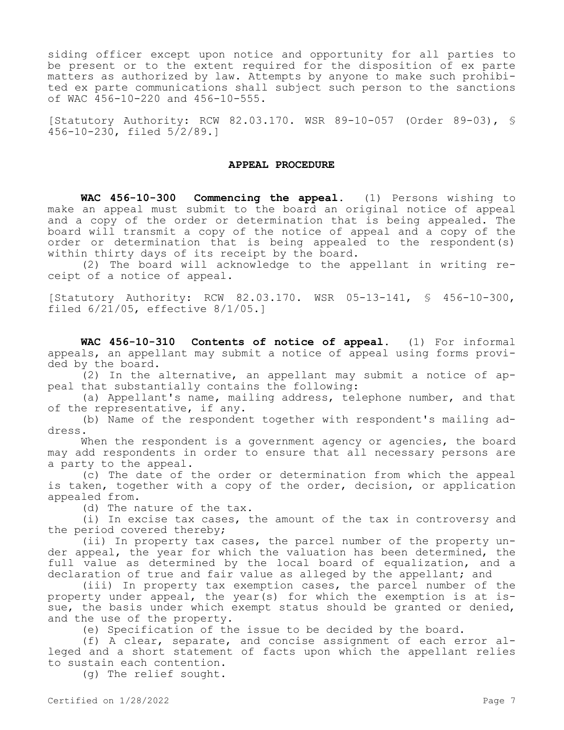siding officer except upon notice and opportunity for all parties to be present or to the extent required for the disposition of ex parte matters as authorized by law. Attempts by anyone to make such prohibited ex parte communications shall subject such person to the sanctions of WAC 456-10-220 and 456-10-555.

[Statutory Authority: RCW 82.03.170. WSR 89-10-057 (Order 89-03), § 456-10-230, filed 5/2/89.]

## APPEAL PROCEDURE

**WAC 456-10-300 Commencing the appeal.** (1) Persons wishing to make an appeal must submit to the board an original notice of appeal and a copy of the order or determination that is being appealed. The board will transmit a copy of the notice of appeal and a copy of the order or determination that is being appealed to the respondent(s) within thirty days of its receipt by the board.

(2) The board will acknowledge to the appellant in writing receipt of a notice of appeal.

[Statutory Authority: RCW 82.03.170. WSR 05-13-141, § 456-10-300, filed 6/21/05, effective 8/1/05.]

**WAC 456-10-310 Contents of notice of appeal.** (1) For informal appeals, an appellant may submit a notice of appeal using forms provided by the board.

(2) In the alternative, an appellant may submit a notice of appeal that substantially contains the following:

(a) Appellant's name, mailing address, telephone number, and that of the representative, if any.

(b) Name of the respondent together with respondent's mailing address.

When the respondent is a government agency or agencies, the board may add respondents in order to ensure that all necessary persons are a party to the appeal.

(c) The date of the order or determination from which the appeal is taken, together with a copy of the order, decision, or application appealed from.

(d) The nature of the tax.

(i) In excise tax cases, the amount of the tax in controversy and the period covered thereby;

(ii) In property tax cases, the parcel number of the property under appeal, the year for which the valuation has been determined, the full value as determined by the local board of equalization, and a declaration of true and fair value as alleged by the appellant; and

(iii) In property tax exemption cases, the parcel number of the property under appeal, the year(s) for which the exemption is at issue, the basis under which exempt status should be granted or denied, and the use of the property.

(e) Specification of the issue to be decided by the board.

(f) A clear, separate, and concise assignment of each error alleged and a short statement of facts upon which the appellant relies to sustain each contention.

(g) The relief sought.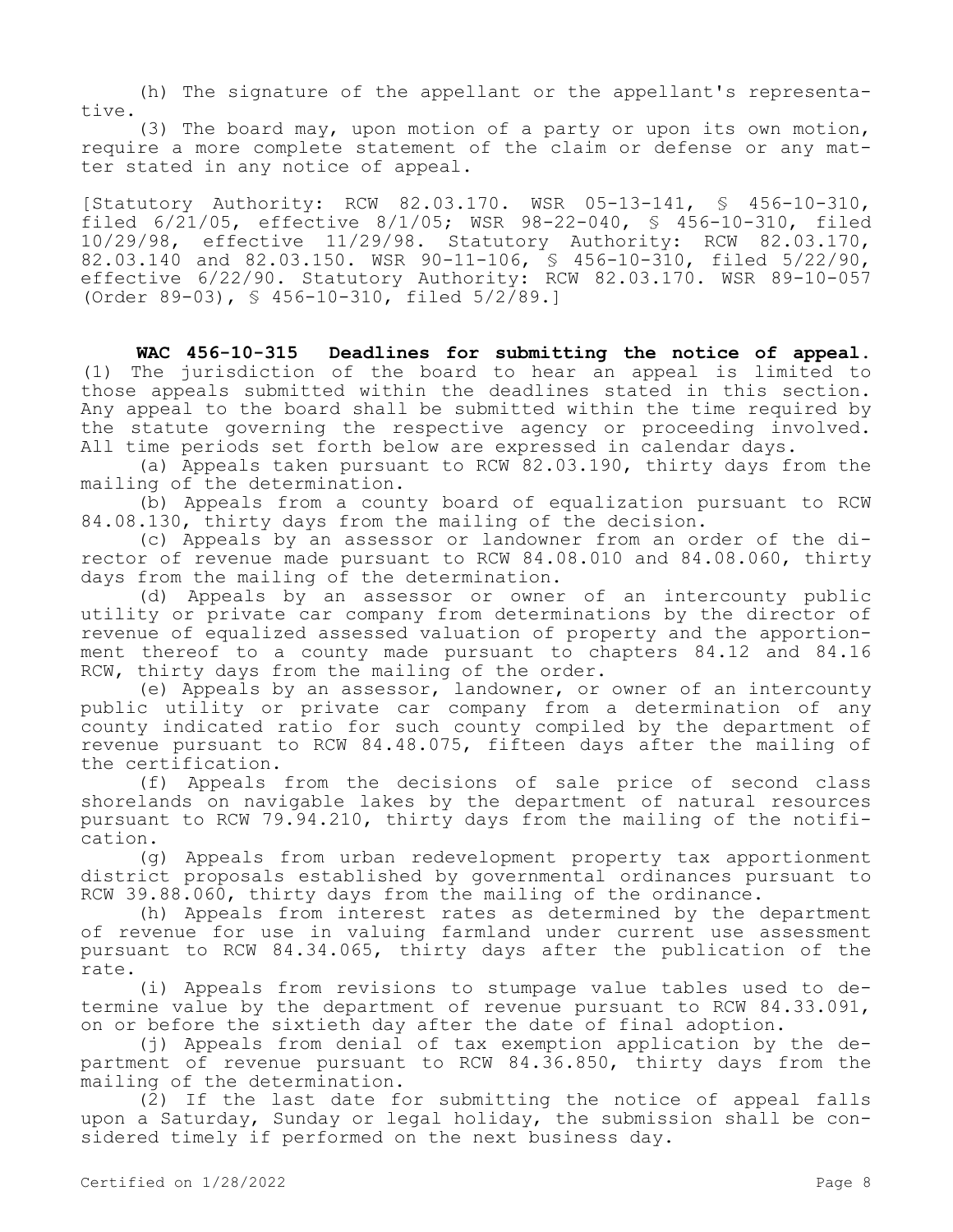(h) The signature of the appellant or the appellant's representative.

(3) The board may, upon motion of a party or upon its own motion, require a more complete statement of the claim or defense or any matter stated in any notice of appeal.

[Statutory Authority: RCW 82.03.170. WSR 05-13-141, § 456-10-310, filed 6/21/05, effective 8/1/05; WSR 98-22-040, § 456-10-310, filed 10/29/98, effective 11/29/98. Statutory Authority: RCW 82.03.170, 82.03.140 and 82.03.150. WSR 90-11-106, § 456-10-310, filed 5/22/90, effective 6/22/90. Statutory Authority: RCW 82.03.170. WSR 89-10-057 (Order 89-03), § 456-10-310, filed 5/2/89.]

**WAC 456-10-315 Deadlines for submitting the notice of appeal.** (1) The jurisdiction of the board to hear an appeal is limited to those appeals submitted within the deadlines stated in this section. Any appeal to the board shall be submitted within the time required by the statute governing the respective agency or proceeding involved. All time periods set forth below are expressed in calendar days.

(a) Appeals taken pursuant to RCW 82.03.190, thirty days from the mailing of the determination.

(b) Appeals from a county board of equalization pursuant to RCW 84.08.130, thirty days from the mailing of the decision.

(c) Appeals by an assessor or landowner from an order of the director of revenue made pursuant to RCW 84.08.010 and 84.08.060, thirty days from the mailing of the determination.

(d) Appeals by an assessor or owner of an intercounty public utility or private car company from determinations by the director of revenue of equalized assessed valuation of property and the apportionment thereof to a county made pursuant to chapters 84.12 and 84.16 RCW, thirty days from the mailing of the order.

(e) Appeals by an assessor, landowner, or owner of an intercounty public utility or private car company from a determination of any county indicated ratio for such county compiled by the department of revenue pursuant to RCW 84.48.075, fifteen days after the mailing of the certification.

(f) Appeals from the decisions of sale price of second class shorelands on navigable lakes by the department of natural resources pursuant to RCW 79.94.210, thirty days from the mailing of the notification.

(g) Appeals from urban redevelopment property tax apportionment district proposals established by governmental ordinances pursuant to RCW 39.88.060, thirty days from the mailing of the ordinance.

(h) Appeals from interest rates as determined by the department of revenue for use in valuing farmland under current use assessment pursuant to RCW 84.34.065, thirty days after the publication of the rate.

(i) Appeals from revisions to stumpage value tables used to determine value by the department of revenue pursuant to RCW 84.33.091, on or before the sixtieth day after the date of final adoption.

(j) Appeals from denial of tax exemption application by the department of revenue pursuant to RCW 84.36.850, thirty days from the mailing of the determination.

(2) If the last date for submitting the notice of appeal falls upon a Saturday, Sunday or legal holiday, the submission shall be considered timely if performed on the next business day.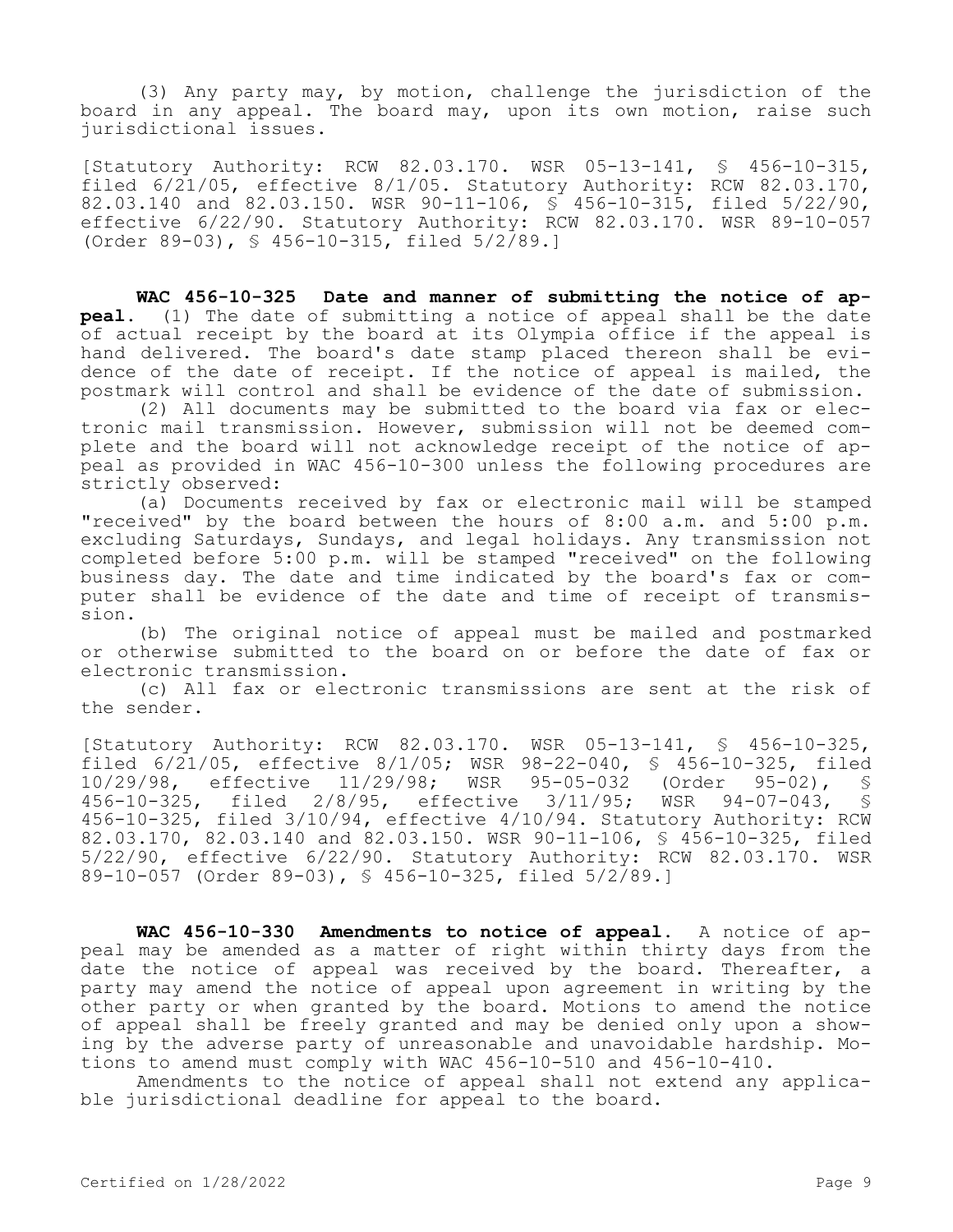(3) Any party may, by motion, challenge the jurisdiction of the board in any appeal. The board may, upon its own motion, raise such jurisdictional issues.

[Statutory Authority: RCW 82.03.170. WSR 05-13-141, § 456-10-315, filed 6/21/05, effective 8/1/05. Statutory Authority: RCW 82.03.170, 82.03.140 and 82.03.150. WSR 90-11-106, § 456-10-315, filed 5/22/90, effective 6/22/90. Statutory Authority: RCW 82.03.170. WSR 89-10-057 (Order 89-03), § 456-10-315, filed 5/2/89.]

**WAC 456-10-325 Date and manner of submitting the notice of appeal.** (1) The date of submitting a notice of appeal shall be the date of actual receipt by the board at its Olympia office if the appeal is hand delivered. The board's date stamp placed thereon shall be evidence of the date of receipt. If the notice of appeal is mailed, the postmark will control and shall be evidence of the date of submission.

(2) All documents may be submitted to the board via fax or electronic mail transmission. However, submission will not be deemed complete and the board will not acknowledge receipt of the notice of appeal as provided in WAC 456-10-300 unless the following procedures are strictly observed:

(a) Documents received by fax or electronic mail will be stamped "received" by the board between the hours of 8:00 a.m. and 5:00 p.m. excluding Saturdays, Sundays, and legal holidays. Any transmission not completed before 5:00 p.m. will be stamped "received" on the following business day. The date and time indicated by the board's fax or computer shall be evidence of the date and time of receipt of transmission.

(b) The original notice of appeal must be mailed and postmarked or otherwise submitted to the board on or before the date of fax or electronic transmission.

(c) All fax or electronic transmissions are sent at the risk of the sender.

[Statutory Authority: RCW 82.03.170. WSR 05-13-141, § 456-10-325, filed 6/21/05, effective 8/1/05; WSR 98-22-040, § 456-10-325, filed 10/29/98, effective 11/29/98; WSR 95-05-032 (Order 95-02), § 456-10-325, filed 2/8/95, effective 3/11/95; WSR 94-07-043, § 456-10-325, filed 3/10/94, effective 4/10/94. Statutory Authority: RCW 82.03.170, 82.03.140 and 82.03.150. WSR 90-11-106, § 456-10-325, filed 5/22/90, effective 6/22/90. Statutory Authority: RCW 82.03.170. WSR 89-10-057 (Order 89-03), § 456-10-325, filed 5/2/89.]

**WAC 456-10-330 Amendments to notice of appeal.** A notice of appeal may be amended as a matter of right within thirty days from the date the notice of appeal was received by the board. Thereafter, a party may amend the notice of appeal upon agreement in writing by the other party or when granted by the board. Motions to amend the notice of appeal shall be freely granted and may be denied only upon a showing by the adverse party of unreasonable and unavoidable hardship. Motions to amend must comply with WAC 456-10-510 and 456-10-410.

Amendments to the notice of appeal shall not extend any applicable jurisdictional deadline for appeal to the board.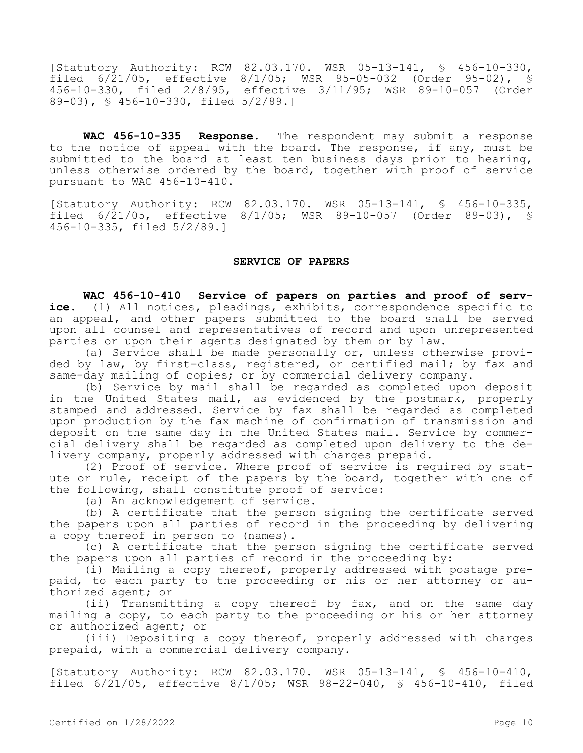[Statutory Authority: RCW 82.03.170. WSR 05-13-141, § 456-10-330, filed 6/21/05, effective 8/1/05; WSR 95-05-032 (Order 95-02), § 456-10-330, filed 2/8/95, effective 3/11/95; WSR 89-10-057 (Order 89-03), § 456-10-330, filed 5/2/89.]

**WAC 456-10-335 Response.** The respondent may submit a response to the notice of appeal with the board. The response, if any, must be submitted to the board at least ten business days prior to hearing, unless otherwise ordered by the board, together with proof of service pursuant to WAC 456-10-410.

[Statutory Authority: RCW 82.03.170. WSR 05-13-141, § 456-10-335, filed 6/21/05, effective 8/1/05; WSR 89-10-057 (Order 89-03), § 456-10-335, filed 5/2/89.]

## SERVICE OF PAPERS

**WAC 456-10-410 Service of papers on parties and proof of service.** (1) All notices, pleadings, exhibits, correspondence specific to an appeal, and other papers submitted to the board shall be served upon all counsel and representatives of record and upon unrepresented parties or upon their agents designated by them or by law.

(a) Service shall be made personally or, unless otherwise provided by law, by first-class, registered, or certified mail; by fax and same-day mailing of copies; or by commercial delivery company.

(b) Service by mail shall be regarded as completed upon deposit in the United States mail, as evidenced by the postmark, properly stamped and addressed. Service by fax shall be regarded as completed upon production by the fax machine of confirmation of transmission and deposit on the same day in the United States mail. Service by commercial delivery shall be regarded as completed upon delivery to the delivery company, properly addressed with charges prepaid.

(2) Proof of service. Where proof of service is required by statute or rule, receipt of the papers by the board, together with one of the following, shall constitute proof of service:

(a) An acknowledgement of service.

(b) A certificate that the person signing the certificate served the papers upon all parties of record in the proceeding by delivering a copy thereof in person to (names).

(c) A certificate that the person signing the certificate served the papers upon all parties of record in the proceeding by:

(i) Mailing a copy thereof, properly addressed with postage prepaid, to each party to the proceeding or his or her attorney or authorized agent; or

(ii) Transmitting a copy thereof by fax, and on the same day mailing a copy, to each party to the proceeding or his or her attorney or authorized agent; or

(iii) Depositing a copy thereof, properly addressed with charges prepaid, with a commercial delivery company.

[Statutory Authority: RCW 82.03.170. WSR 05-13-141, § 456-10-410, filed 6/21/05, effective 8/1/05; WSR 98-22-040, § 456-10-410, filed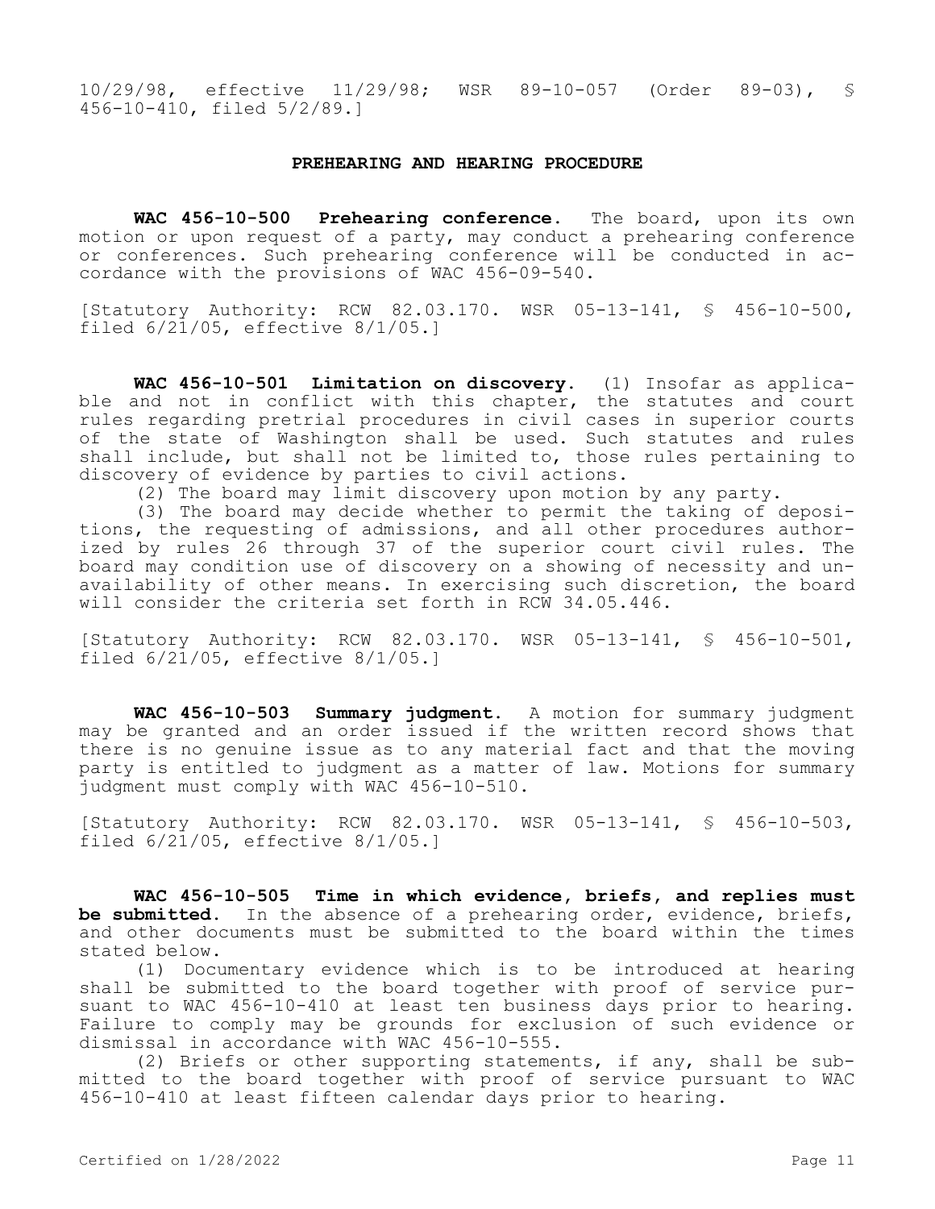10/29/98, effective 11/29/98; WSR 89-10-057 (Order 89-03), § 456-10-410, filed 5/2/89.]

## PREHEARING AND HEARING PROCEDURE

**WAC 456-10-500 Prehearing conference.** The board, upon its own motion or upon request of a party, may conduct a prehearing conference or conferences. Such prehearing conference will be conducted in accordance with the provisions of WAC 456-09-540.

[Statutory Authority: RCW 82.03.170. WSR 05-13-141, § 456-10-500, filed 6/21/05, effective 8/1/05.]

**WAC 456-10-501 Limitation on discovery.** (1) Insofar as applicable and not in conflict with this chapter, the statutes and court rules regarding pretrial procedures in civil cases in superior courts of the state of Washington shall be used. Such statutes and rules shall include, but shall not be limited to, those rules pertaining to discovery of evidence by parties to civil actions.

(2) The board may limit discovery upon motion by any party.

(3) The board may decide whether to permit the taking of depositions, the requesting of admissions, and all other procedures authorized by rules 26 through 37 of the superior court civil rules. The board may condition use of discovery on a showing of necessity and unavailability of other means. In exercising such discretion, the board will consider the criteria set forth in RCW 34.05.446.

[Statutory Authority: RCW 82.03.170. WSR 05-13-141, § 456-10-501, filed 6/21/05, effective 8/1/05.]

**WAC 456-10-503 Summary judgment.** A motion for summary judgment may be granted and an order issued if the written record shows that there is no genuine issue as to any material fact and that the moving party is entitled to judgment as a matter of law. Motions for summary judgment must comply with WAC 456-10-510.

[Statutory Authority: RCW 82.03.170. WSR 05-13-141, § 456-10-503, filed 6/21/05, effective 8/1/05.]

**WAC 456-10-505 Time in which evidence, briefs, and replies must be submitted.** In the absence of a prehearing order, evidence, briefs, and other documents must be submitted to the board within the times stated below.

(1) Documentary evidence which is to be introduced at hearing shall be submitted to the board together with proof of service pursuant to WAC 456-10-410 at least ten business days prior to hearing. Failure to comply may be grounds for exclusion of such evidence or dismissal in accordance with WAC 456-10-555.

(2) Briefs or other supporting statements, if any, shall be submitted to the board together with proof of service pursuant to WAC 456-10-410 at least fifteen calendar days prior to hearing.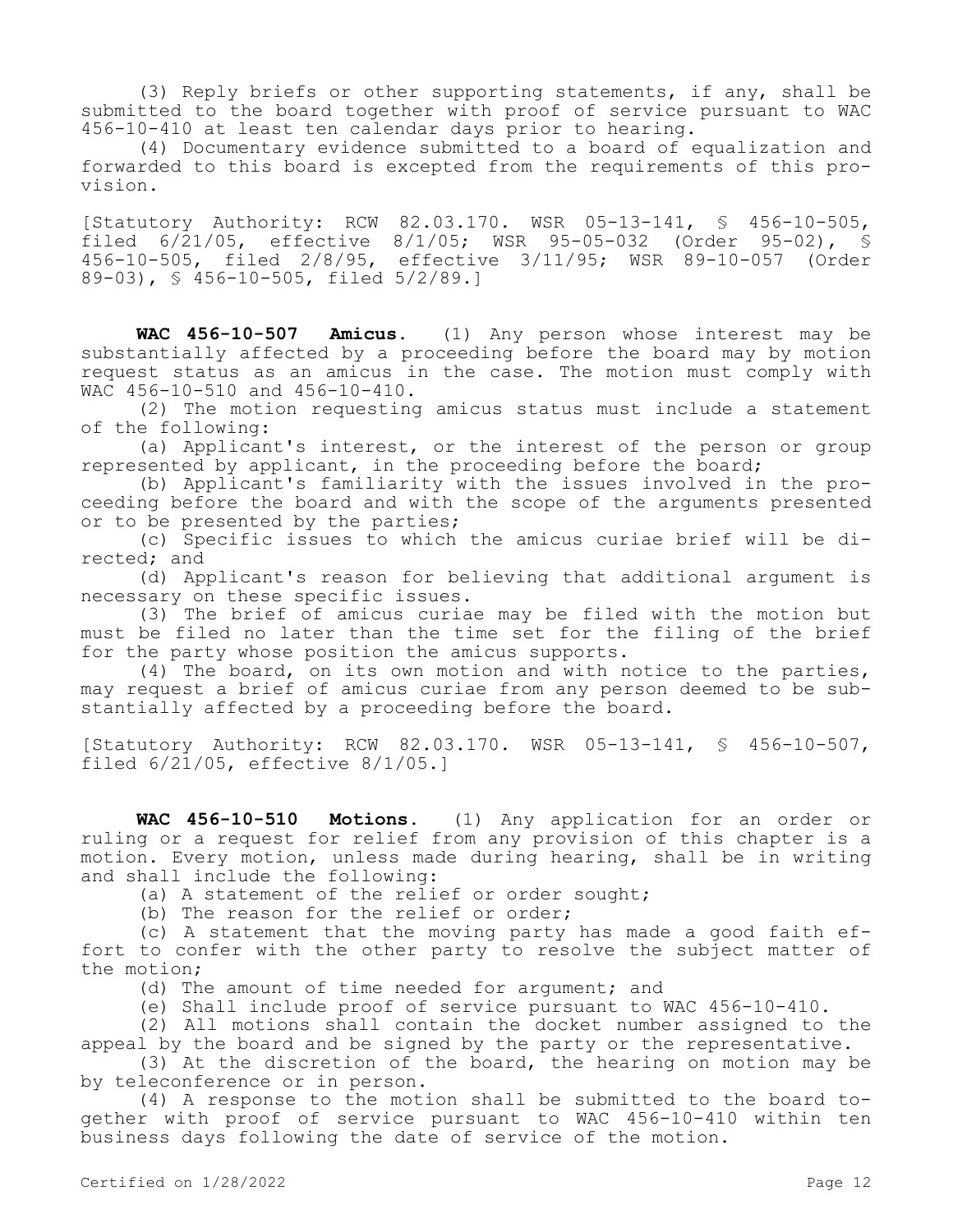(3) Reply briefs or other supporting statements, if any, shall be submitted to the board together with proof of service pursuant to WAC 456-10-410 at least ten calendar days prior to hearing.

(4) Documentary evidence submitted to a board of equalization and forwarded to this board is excepted from the requirements of this provision.

[Statutory Authority: RCW 82.03.170. WSR 05-13-141, § 456-10-505, filed 6/21/05, effective 8/1/05; WSR 95-05-032 (Order 95-02), § 456-10-505, filed 2/8/95, effective 3/11/95; WSR 89-10-057 (Order 89-03), § 456-10-505, filed 5/2/89.]

**WAC 456-10-507 Amicus.** (1) Any person whose interest may be substantially affected by a proceeding before the board may by motion request status as an amicus in the case. The motion must comply with WAC 456-10-510 and 456-10-410.

(2) The motion requesting amicus status must include a statement of the following:

(a) Applicant's interest, or the interest of the person or group represented by applicant, in the proceeding before the board;

(b) Applicant's familiarity with the issues involved in the proceeding before the board and with the scope of the arguments presented or to be presented by the parties;

(c) Specific issues to which the amicus curiae brief will be directed; and

(d) Applicant's reason for believing that additional argument is necessary on these specific issues.

(3) The brief of amicus curiae may be filed with the motion but must be filed no later than the time set for the filing of the brief for the party whose position the amicus supports.

(4) The board, on its own motion and with notice to the parties, may request a brief of amicus curiae from any person deemed to be substantially affected by a proceeding before the board.

[Statutory Authority: RCW 82.03.170. WSR 05-13-141, § 456-10-507, filed 6/21/05, effective 8/1/05.]

**WAC 456-10-510 Motions.** (1) Any application for an order or ruling or a request for relief from any provision of this chapter is a motion. Every motion, unless made during hearing, shall be in writing and shall include the following:

(a) A statement of the relief or order sought;

(b) The reason for the relief or order;

(c) A statement that the moving party has made a good faith effort to confer with the other party to resolve the subject matter of the motion;

(d) The amount of time needed for argument; and

(e) Shall include proof of service pursuant to WAC 456-10-410.

(2) All motions shall contain the docket number assigned to the appeal by the board and be signed by the party or the representative.

(3) At the discretion of the board, the hearing on motion may be by teleconference or in person.

(4) A response to the motion shall be submitted to the board together with proof of service pursuant to WAC 456-10-410 within ten business days following the date of service of the motion.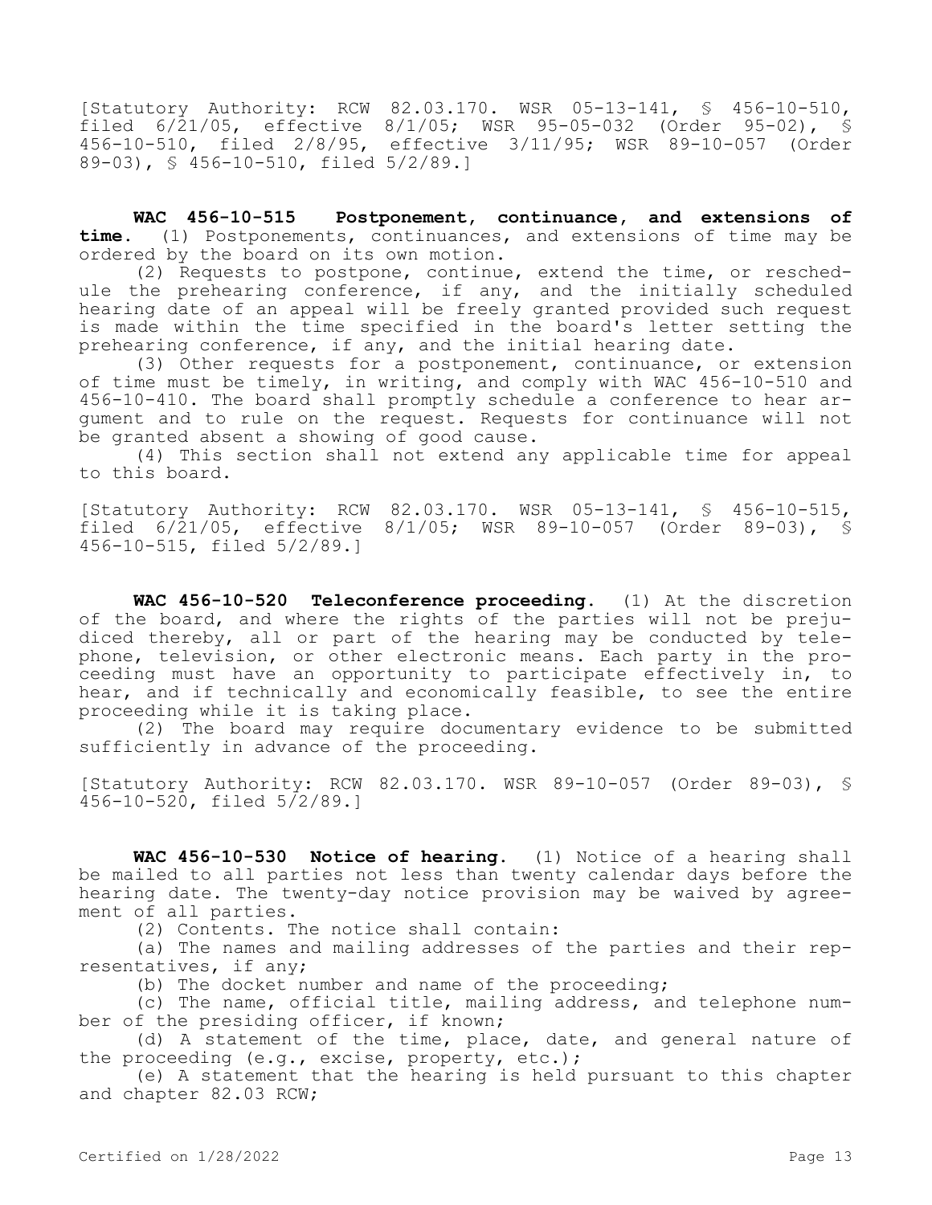[Statutory Authority: RCW 82.03.170. WSR 05-13-141, § 456-10-510, filed 6/21/05, effective 8/1/05; WSR 95-05-032 (Order 95-02), § 456-10-510, filed 2/8/95, effective 3/11/95; WSR 89-10-057 (Order 89-03), § 456-10-510, filed 5/2/89.]

**WAC 456-10-515 Postponement, continuance, and extensions of time.** (1) Postponements, continuances, and extensions of time may be ordered by the board on its own motion.

(2) Requests to postpone, continue, extend the time, or reschedule the prehearing conference, if any, and the initially scheduled hearing date of an appeal will be freely granted provided such request is made within the time specified in the board's letter setting the prehearing conference, if any, and the initial hearing date.

(3) Other requests for a postponement, continuance, or extension of time must be timely, in writing, and comply with WAC 456-10-510 and 456-10-410. The board shall promptly schedule a conference to hear argument and to rule on the request. Requests for continuance will not be granted absent a showing of good cause.

(4) This section shall not extend any applicable time for appeal to this board.

[Statutory Authority: RCW 82.03.170. WSR 05-13-141, § 456-10-515, filed 6/21/05, effective 8/1/05; WSR 89-10-057 (Order 89-03), § 456-10-515, filed 5/2/89.]

**WAC 456-10-520 Teleconference proceeding.** (1) At the discretion of the board, and where the rights of the parties will not be prejudiced thereby, all or part of the hearing may be conducted by telephone, television, or other electronic means. Each party in the proceeding must have an opportunity to participate effectively in, to hear, and if technically and economically feasible, to see the entire proceeding while it is taking place.

(2) The board may require documentary evidence to be submitted sufficiently in advance of the proceeding.

[Statutory Authority: RCW 82.03.170. WSR 89-10-057 (Order 89-03), § 456-10-520, filed 5/2/89.]

**WAC 456-10-530 Notice of hearing.** (1) Notice of a hearing shall be mailed to all parties not less than twenty calendar days before the hearing date. The twenty-day notice provision may be waived by agreement of all parties.

(2) Contents. The notice shall contain:

(a) The names and mailing addresses of the parties and their representatives, if any;

(b) The docket number and name of the proceeding;

(c) The name, official title, mailing address, and telephone number of the presiding officer, if known;

(d) A statement of the time, place, date, and general nature of the proceeding (e.g., excise, property, etc.);

(e) A statement that the hearing is held pursuant to this chapter and chapter 82.03 RCW;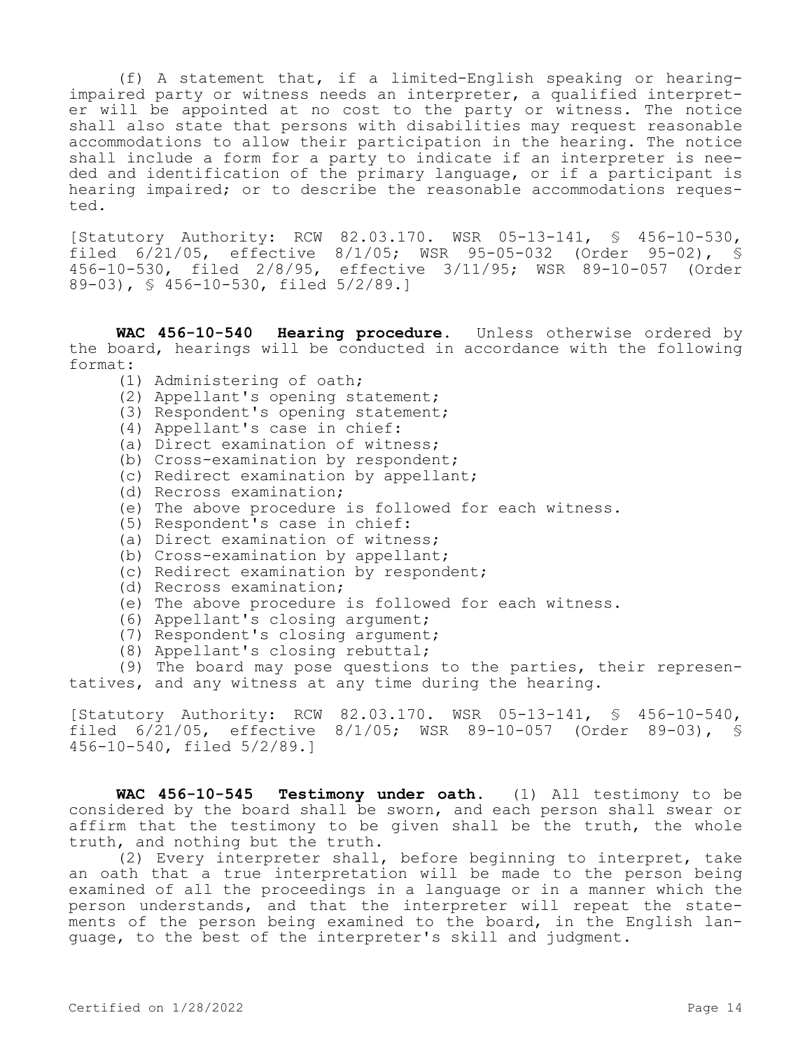(f) A statement that, if a limited-English speaking or hearing-impaired party or witness needs an interpreter, a qualified interpreter will be appointed at no cost to the party or witness. The notice shall also state that persons with disabilities may request reasonable accommodations to allow their participation in the hearing. The notice shall include a form for a party to indicate if an interpreter is needed and identification of the primary language, or if a participant is hearing impaired; or to describe the reasonable accommodations requested.

[Statutory Authority: RCW 82.03.170. WSR 05-13-141, § 456-10-530, filed 6/21/05, effective 8/1/05; WSR 95-05-032 (Order 95-02), § 456-10-530, filed 2/8/95, effective 3/11/95; WSR 89-10-057 (Order 89-03), § 456-10-530, filed 5/2/89.]

**WAC 456-10-540 Hearing procedure.** Unless otherwise ordered by the board, hearings will be conducted in accordance with the following format:

(1) Administering of oath;

(2) Appellant's opening statement;

(3) Respondent's opening statement;

(4) Appellant's case in chief:

(a) Direct examination of witness;

(b) Cross-examination by respondent;

(c) Redirect examination by appellant;

(d) Recross examination;

(e) The above procedure is followed for each witness.

(5) Respondent's case in chief:

(a) Direct examination of witness;

(b) Cross-examination by appellant;

(c) Redirect examination by respondent;

(d) Recross examination;

(e) The above procedure is followed for each witness.

(6) Appellant's closing argument;

(7) Respondent's closing argument;

(8) Appellant's closing rebuttal;

(9) The board may pose questions to the parties, their representatives, and any witness at any time during the hearing.

[Statutory Authority: RCW 82.03.170. WSR 05-13-141, § 456-10-540, filed 6/21/05, effective 8/1/05; WSR 89-10-057 (Order 89-03), § 456-10-540, filed 5/2/89.]

**WAC 456-10-545 Testimony under oath.** (1) All testimony to be considered by the board shall be sworn, and each person shall swear or affirm that the testimony to be given shall be the truth, the whole truth, and nothing but the truth.

(2) Every interpreter shall, before beginning to interpret, take an oath that a true interpretation will be made to the person being examined of all the proceedings in a language or in a manner which the person understands, and that the interpreter will repeat the statements of the person being examined to the board, in the English language, to the best of the interpreter's skill and judgment.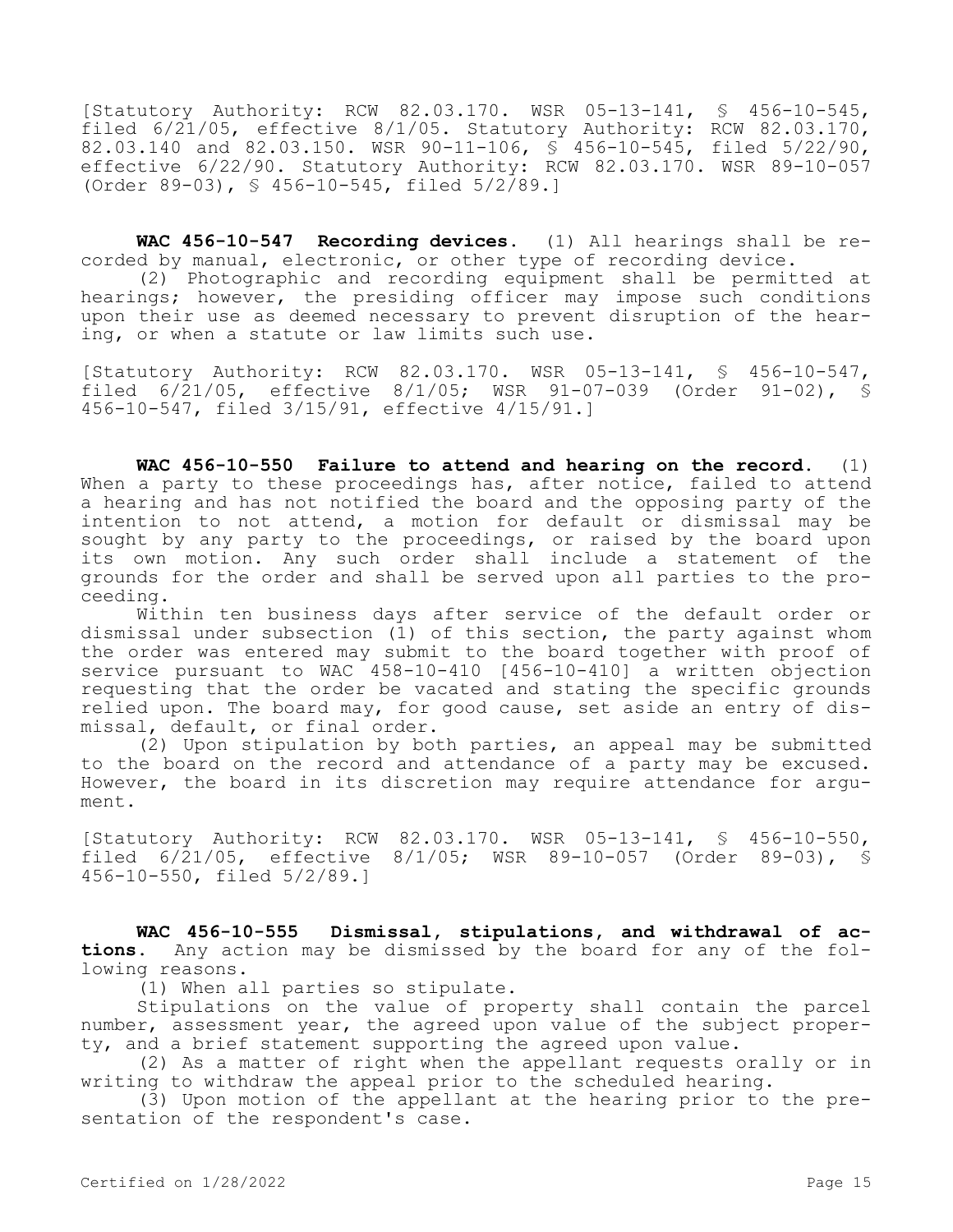[Statutory Authority: RCW 82.03.170. WSR 05-13-141, § 456-10-545, filed 6/21/05, effective 8/1/05. Statutory Authority: RCW 82.03.170, 82.03.140 and 82.03.150. WSR 90-11-106, § 456-10-545, filed 5/22/90, effective 6/22/90. Statutory Authority: RCW 82.03.170. WSR 89-10-057 (Order 89-03), § 456-10-545, filed 5/2/89.]

**WAC 456-10-547 Recording devices.** (1) All hearings shall be recorded by manual, electronic, or other type of recording device.

(2) Photographic and recording equipment shall be permitted at hearings; however, the presiding officer may impose such conditions upon their use as deemed necessary to prevent disruption of the hearing, or when a statute or law limits such use.

[Statutory Authority: RCW 82.03.170. WSR 05-13-141, § 456-10-547, filed 6/21/05, effective 8/1/05; WSR 91-07-039 (Order 91-02), § 456-10-547, filed 3/15/91, effective 4/15/91.]

**WAC 456-10-550 Failure to attend and hearing on the record.** (1) When a party to these proceedings has, after notice, failed to attend a hearing and has not notified the board and the opposing party of the intention to not attend, a motion for default or dismissal may be sought by any party to the proceedings, or raised by the board upon its own motion. Any such order shall include a statement of the grounds for the order and shall be served upon all parties to the proceeding.

Within ten business days after service of the default order or dismissal under subsection (1) of this section, the party against whom the order was entered may submit to the board together with proof of service pursuant to WAC 458-10-410 [456-10-410] a written objection requesting that the order be vacated and stating the specific grounds relied upon. The board may, for good cause, set aside an entry of dismissal, default, or final order.

(2) Upon stipulation by both parties, an appeal may be submitted to the board on the record and attendance of a party may be excused. However, the board in its discretion may require attendance for argument.

[Statutory Authority: RCW 82.03.170. WSR 05-13-141, § 456-10-550, filed 6/21/05, effective 8/1/05; WSR 89-10-057 (Order 89-03), § 456-10-550, filed 5/2/89.]

**WAC 456-10-555 Dismissal, stipulations, and withdrawal of actions.** Any action may be dismissed by the board for any of the following reasons.

(1) When all parties so stipulate.

Stipulations on the value of property shall contain the parcel number, assessment year, the agreed upon value of the subject property, and a brief statement supporting the agreed upon value.

(2) As a matter of right when the appellant requests orally or in writing to withdraw the appeal prior to the scheduled hearing.

(3) Upon motion of the appellant at the hearing prior to the presentation of the respondent's case.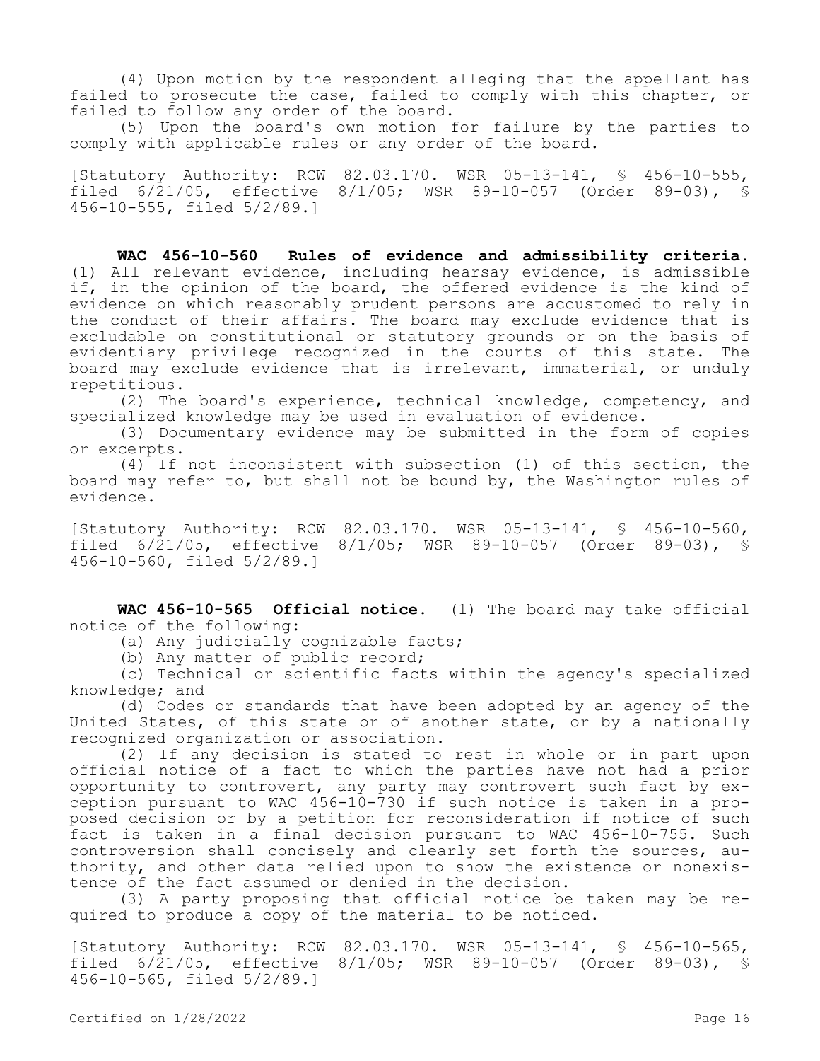(4) Upon motion by the respondent alleging that the appellant has failed to prosecute the case, failed to comply with this chapter, or failed to follow any order of the board.

(5) Upon the board's own motion for failure by the parties to comply with applicable rules or any order of the board.

[Statutory Authority: RCW 82.03.170. WSR 05-13-141, § 456-10-555, filed 6/21/05, effective 8/1/05; WSR 89-10-057 (Order 89-03), § 456-10-555, filed 5/2/89.]

**WAC 456-10-560 Rules of evidence and admissibility criteria.** (1) All relevant evidence, including hearsay evidence, is admissible if, in the opinion of the board, the offered evidence is the kind of evidence on which reasonably prudent persons are accustomed to rely in the conduct of their affairs. The board may exclude evidence that is excludable on constitutional or statutory grounds or on the basis of evidentiary privilege recognized in the courts of this state. The board may exclude evidence that is irrelevant, immaterial, or unduly repetitious.

(2) The board's experience, technical knowledge, competency, and specialized knowledge may be used in evaluation of evidence.

(3) Documentary evidence may be submitted in the form of copies or excerpts.

(4) If not inconsistent with subsection (1) of this section, the board may refer to, but shall not be bound by, the Washington rules of evidence.

[Statutory Authority: RCW 82.03.170. WSR 05-13-141, § 456-10-560, filed 6/21/05, effective 8/1/05; WSR 89-10-057 (Order 89-03), § 456-10-560, filed 5/2/89.]

**WAC 456-10-565 Official notice.** (1) The board may take official notice of the following:

(a) Any judicially cognizable facts;

(b) Any matter of public record;

(c) Technical or scientific facts within the agency's specialized knowledge; and

(d) Codes or standards that have been adopted by an agency of the United States, of this state or of another state, or by a nationally recognized organization or association.

(2) If any decision is stated to rest in whole or in part upon official notice of a fact to which the parties have not had a prior opportunity to controvert, any party may controvert such fact by exception pursuant to WAC 456-10-730 if such notice is taken in a proposed decision or by a petition for reconsideration if notice of such fact is taken in a final decision pursuant to WAC 456-10-755. Such controversion shall concisely and clearly set forth the sources, authority, and other data relied upon to show the existence or nonexistence of the fact assumed or denied in the decision.

(3) A party proposing that official notice be taken may be required to produce a copy of the material to be noticed.

[Statutory Authority: RCW 82.03.170. WSR 05-13-141, § 456-10-565, filed 6/21/05, effective 8/1/05; WSR 89-10-057 (Order 89-03), § 456-10-565, filed 5/2/89.]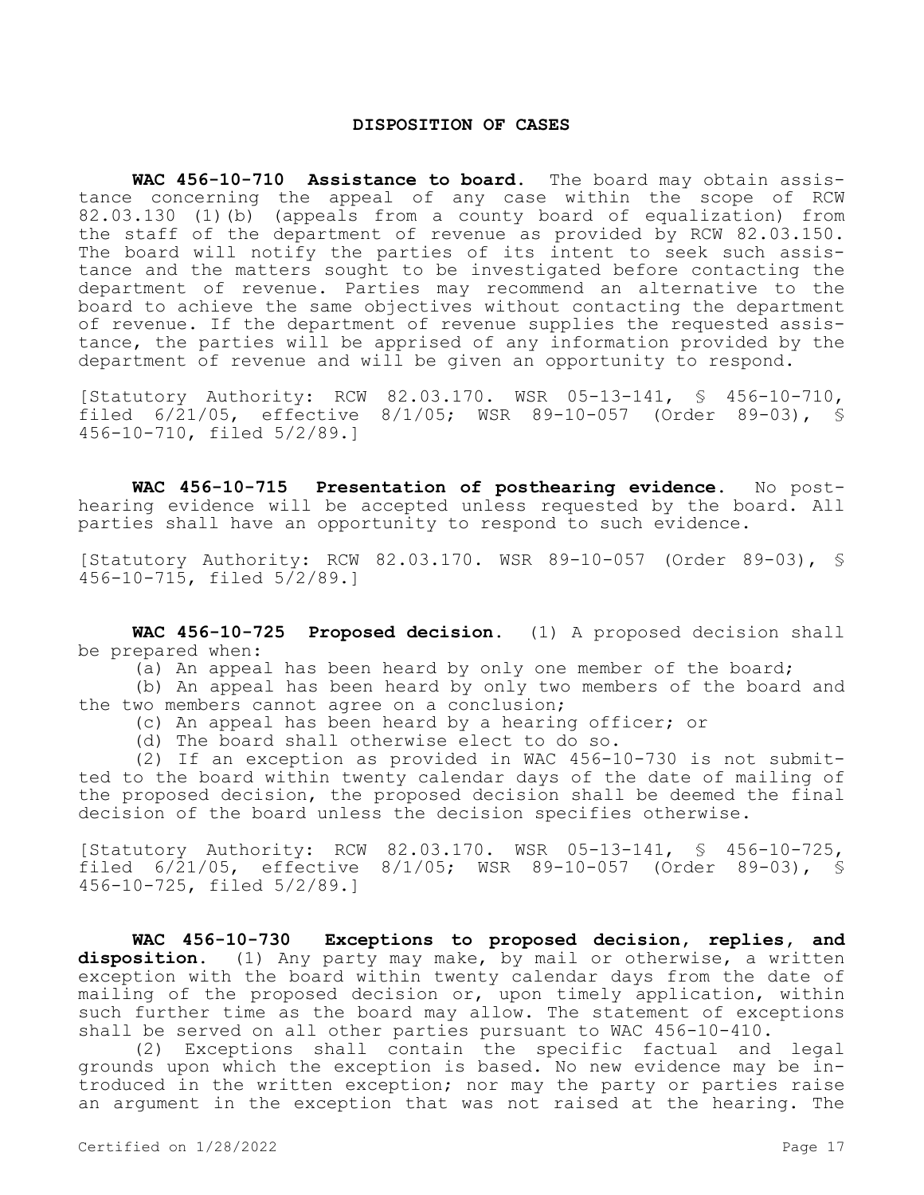## DISPOSITION OF CASES

**WAC 456-10-710 Assistance to board.** The board may obtain assistance concerning the appeal of any case within the scope of RCW 82.03.130 (1)(b) (appeals from a county board of equalization) from the staff of the department of revenue as provided by RCW 82.03.150. The board will notify the parties of its intent to seek such assistance and the matters sought to be investigated before contacting the department of revenue. Parties may recommend an alternative to the board to achieve the same objectives without contacting the department of revenue. If the department of revenue supplies the requested assistance, the parties will be apprised of any information provided by the department of revenue and will be given an opportunity to respond.

[Statutory Authority: RCW 82.03.170. WSR 05-13-141, § 456-10-710, filed 6/21/05, effective 8/1/05; WSR 89-10-057 (Order 89-03), § 456-10-710, filed 5/2/89.]

**WAC 456-10-715 Presentation of posthearing evidence.** No posthearing evidence will be accepted unless requested by the board. All parties shall have an opportunity to respond to such evidence.

[Statutory Authority: RCW 82.03.170. WSR 89-10-057 (Order 89-03), § 456-10-715, filed 5/2/89.]

**WAC 456-10-725 Proposed decision.** (1) A proposed decision shall be prepared when:

(a) An appeal has been heard by only one member of the board;

(b) An appeal has been heard by only two members of the board and the two members cannot agree on a conclusion;

(c) An appeal has been heard by a hearing officer; or

(d) The board shall otherwise elect to do so.

(2) If an exception as provided in WAC 456-10-730 is not submitted to the board within twenty calendar days of the date of mailing of the proposed decision, the proposed decision shall be deemed the final decision of the board unless the decision specifies otherwise.

[Statutory Authority: RCW 82.03.170. WSR 05-13-141, § 456-10-725, filed 6/21/05, effective 8/1/05; WSR 89-10-057 (Order 89-03), § 456-10-725, filed 5/2/89.]

**WAC 456-10-730 Exceptions to proposed decision, replies, and disposition.** (1) Any party may make, by mail or otherwise, a written exception with the board within twenty calendar days from the date of mailing of the proposed decision or, upon timely application, within such further time as the board may allow. The statement of exceptions shall be served on all other parties pursuant to WAC 456-10-410.

(2) Exceptions shall contain the specific factual and legal grounds upon which the exception is based. No new evidence may be introduced in the written exception; nor may the party or parties raise an argument in the exception that was not raised at the hearing. The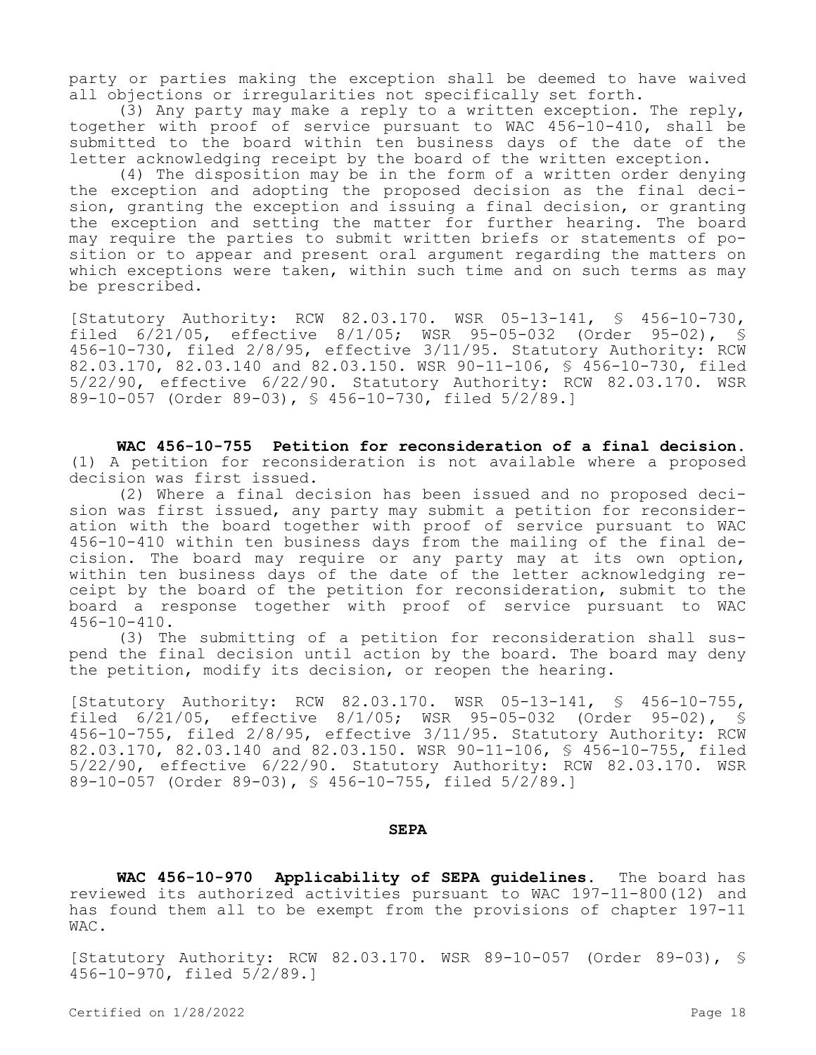party or parties making the exception shall be deemed to have waived all objections or irregularities not specifically set forth.

(3) Any party may make a reply to a written exception. The reply, together with proof of service pursuant to WAC 456-10-410, shall be submitted to the board within ten business days of the date of the letter acknowledging receipt by the board of the written exception.

(4) The disposition may be in the form of a written order denying the exception and adopting the proposed decision as the final decision, granting the exception and issuing a final decision, or granting the exception and setting the matter for further hearing. The board may require the parties to submit written briefs or statements of position or to appear and present oral argument regarding the matters on which exceptions were taken, within such time and on such terms as may be prescribed.

[Statutory Authority: RCW 82.03.170. WSR 05-13-141, § 456-10-730, filed 6/21/05, effective 8/1/05; WSR 95-05-032 (Order 95-02), § 456-10-730, filed 2/8/95, effective 3/11/95. Statutory Authority: RCW 82.03.170, 82.03.140 and 82.03.150. WSR 90-11-106, § 456-10-730, filed 5/22/90, effective 6/22/90. Statutory Authority: RCW 82.03.170. WSR 89-10-057 (Order 89-03), § 456-10-730, filed 5/2/89.]

**WAC 456-10-755 Petition for reconsideration of a final decision.** (1) A petition for reconsideration is not available where a proposed decision was first issued.

(2) Where a final decision has been issued and no proposed decision was first issued, any party may submit a petition for reconsideration with the board together with proof of service pursuant to WAC 456-10-410 within ten business days from the mailing of the final decision. The board may require or any party may at its own option, within ten business days of the date of the letter acknowledging receipt by the board of the petition for reconsideration, submit to the board a response together with proof of service pursuant to WAC 456-10-410.

(3) The submitting of a petition for reconsideration shall suspend the final decision until action by the board. The board may deny the petition, modify its decision, or reopen the hearing.

[Statutory Authority: RCW 82.03.170. WSR 05-13-141, § 456-10-755, filed 6/21/05, effective 8/1/05; WSR 95-05-032 (Order 95-02), § 456-10-755, filed 2/8/95, effective 3/11/95. Statutory Authority: RCW 82.03.170, 82.03.140 and 82.03.150. WSR 90-11-106, § 456-10-755, filed 5/22/90, effective 6/22/90. Statutory Authority: RCW 82.03.170. WSR 89-10-057 (Order 89-03), § 456-10-755, filed 5/2/89.]

## SEPA

**WAC 456-10-970 Applicability of SEPA guidelines.** The board has reviewed its authorized activities pursuant to WAC 197-11-800(12) and has found them all to be exempt from the provisions of chapter 197-11 WAC.

[Statutory Authority: RCW 82.03.170. WSR 89-10-057 (Order 89-03), § 456-10-970, filed 5/2/89.]